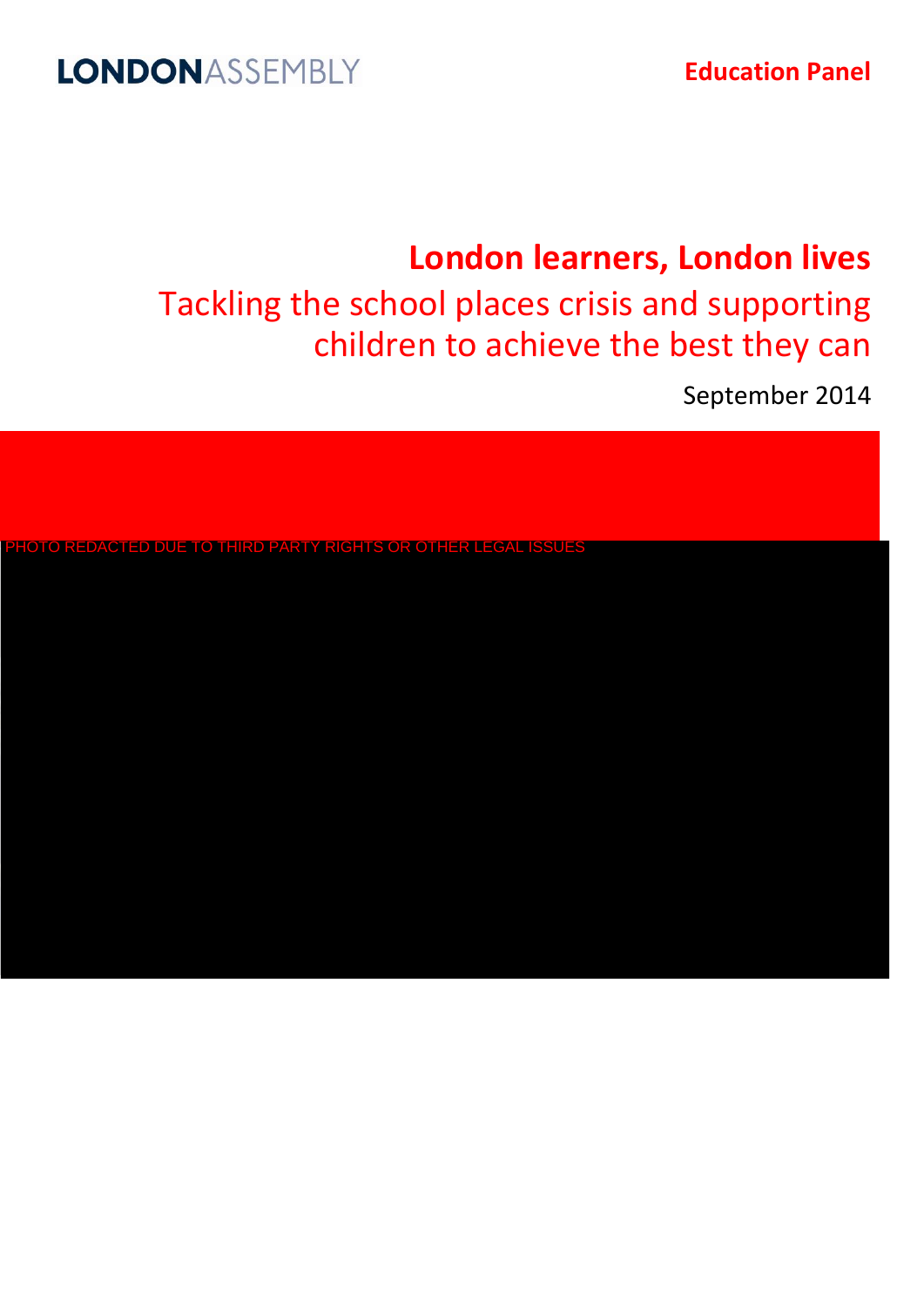LONDONASSEMBLY

Education Panel

# London learners, London lives

## Tackling the school places crisis and supporting children to achieve the best they can

September 2014

PHOTO REDACTED DUE TO THIRD PARTY RIGHTS OR OTHER LEGAL ISSUES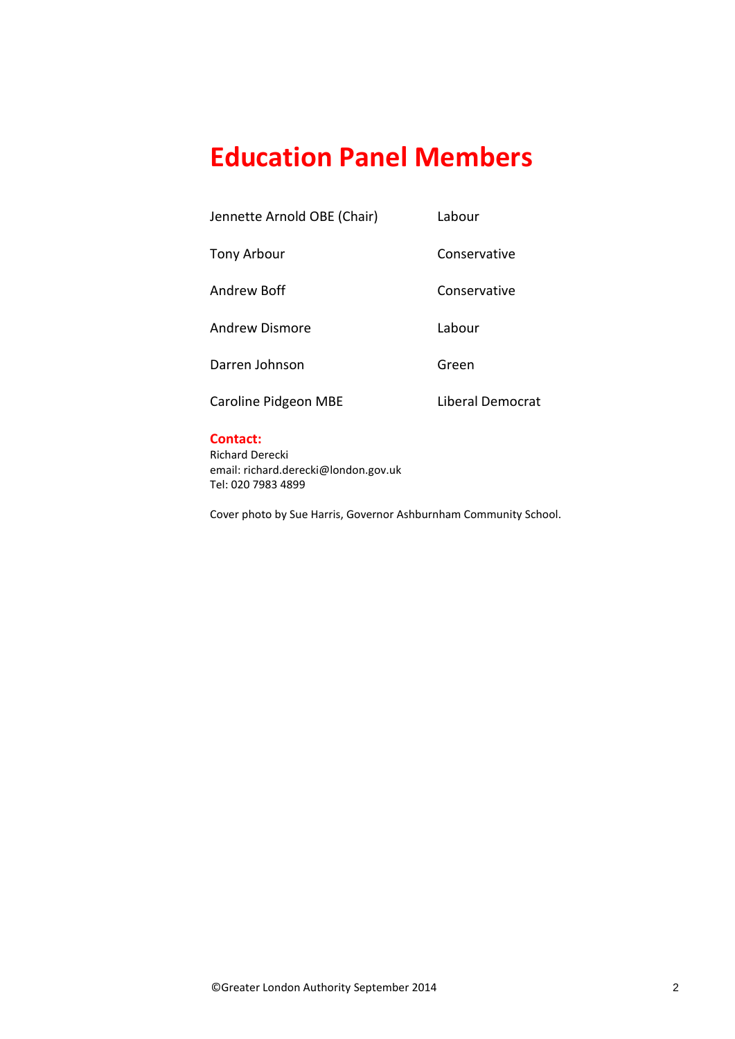# Education Panel Members

| | |
|---|---|
| Jennette Arnold OBE (Chair) | Labour |
| Tony Arbour | Conservative |
| Andrew Boff | Conservative |
| Andrew Dismore | Labour |
| Darren Johnson | Green |
| Caroline Pidgeon MBE | Liberal Democrat |

**Contact:**
Richard Derecki
email: richard.derecki@london.gov.uk
Tel: 020 7983 4899

Cover photo by Sue Harris, Governor Ashburnham Community School.

©Greater London Authority September 2014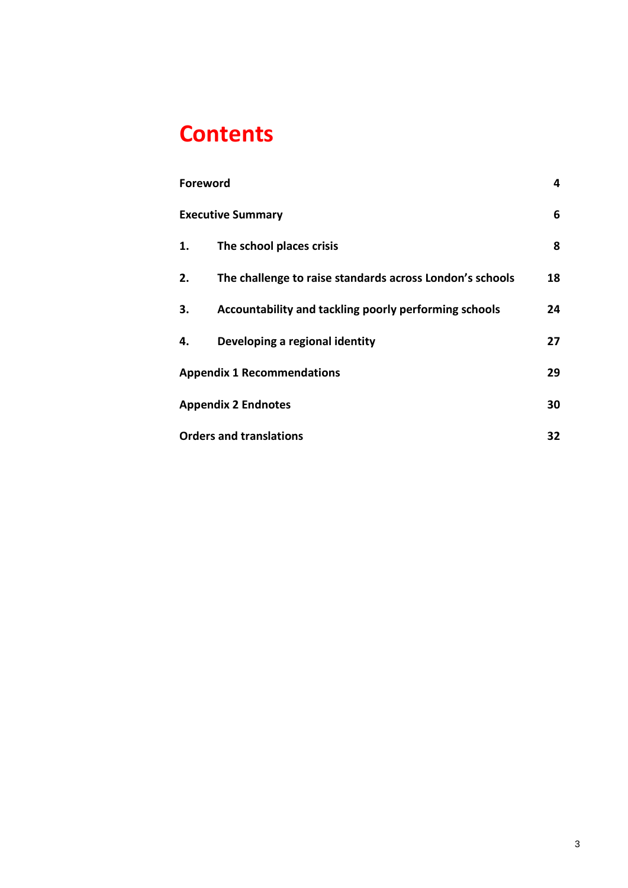# Contents

| | |
|---|---|
| **Foreword** | **4** |
| **Executive Summary** | **6** |
| **1. The school places crisis** | **8** |
| **2. The challenge to raise standards across London's schools** | **18** |
| **3. Accountability and tackling poorly performing schools** | **24** |
| **4. Developing a regional identity** | **27** |
| **Appendix 1 Recommendations** | **29** |
| **Appendix 2 Endnotes** | **30** |
| **Orders and translations** | **32** |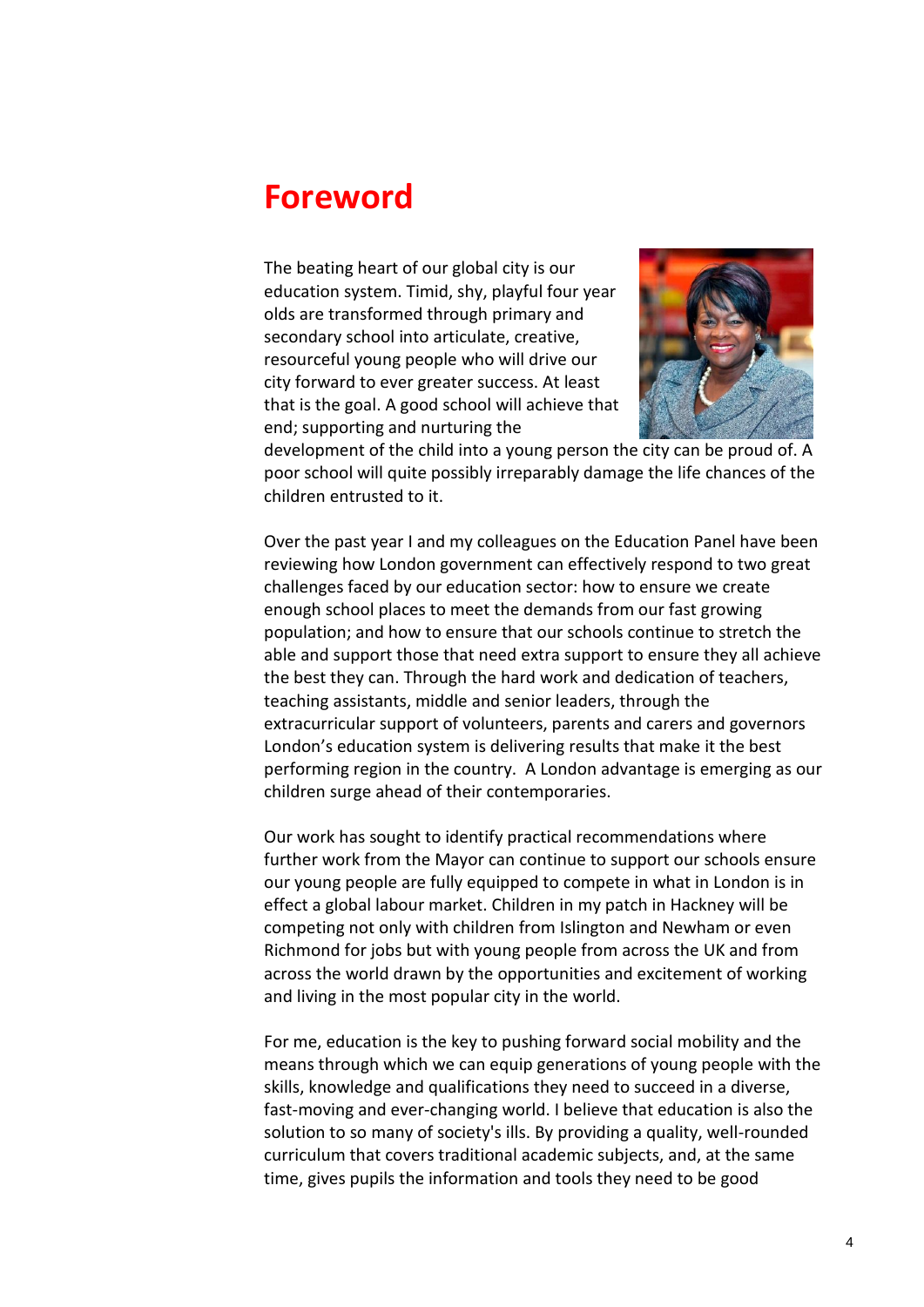# Foreword

The beating heart of our global city is our education system. Timid, shy, playful four year olds are transformed through primary and secondary school into articulate, creative, resourceful young people who will drive our city forward to ever greater success. At least that is the goal. A good school will achieve that end; supporting and nurturing the development of the child into a young person the city can be proud of. A poor school will quite possibly irreparably damage the life chances of the children entrusted to it.

Over the past year I and my colleagues on the Education Panel have been reviewing how London government can effectively respond to two great challenges faced by our education sector: how to ensure we create enough school places to meet the demands from our fast growing population; and how to ensure that our schools continue to stretch the able and support those that need extra support to ensure they all achieve the best they can. Through the hard work and dedication of teachers, teaching assistants, middle and senior leaders, through the extracurricular support of volunteers, parents and carers and governors London's education system is delivering results that make it the best performing region in the country. A London advantage is emerging as our children surge ahead of their contemporaries.

Our work has sought to identify practical recommendations where further work from the Mayor can continue to support our schools ensure our young people are fully equipped to compete in what in London is in effect a global labour market. Children in my patch in Hackney will be competing not only with children from Islington and Newham or even Richmond for jobs but with young people from across the UK and from across the world drawn by the opportunities and excitement of working and living in the most popular city in the world.

For me, education is the key to pushing forward social mobility and the means through which we can equip generations of young people with the skills, knowledge and qualifications they need to succeed in a diverse, fast-moving and ever-changing world. I believe that education is also the solution to so many of society's ills. By providing a quality, well-rounded curriculum that covers traditional academic subjects, and, at the same time, gives pupils the information and tools they need to be good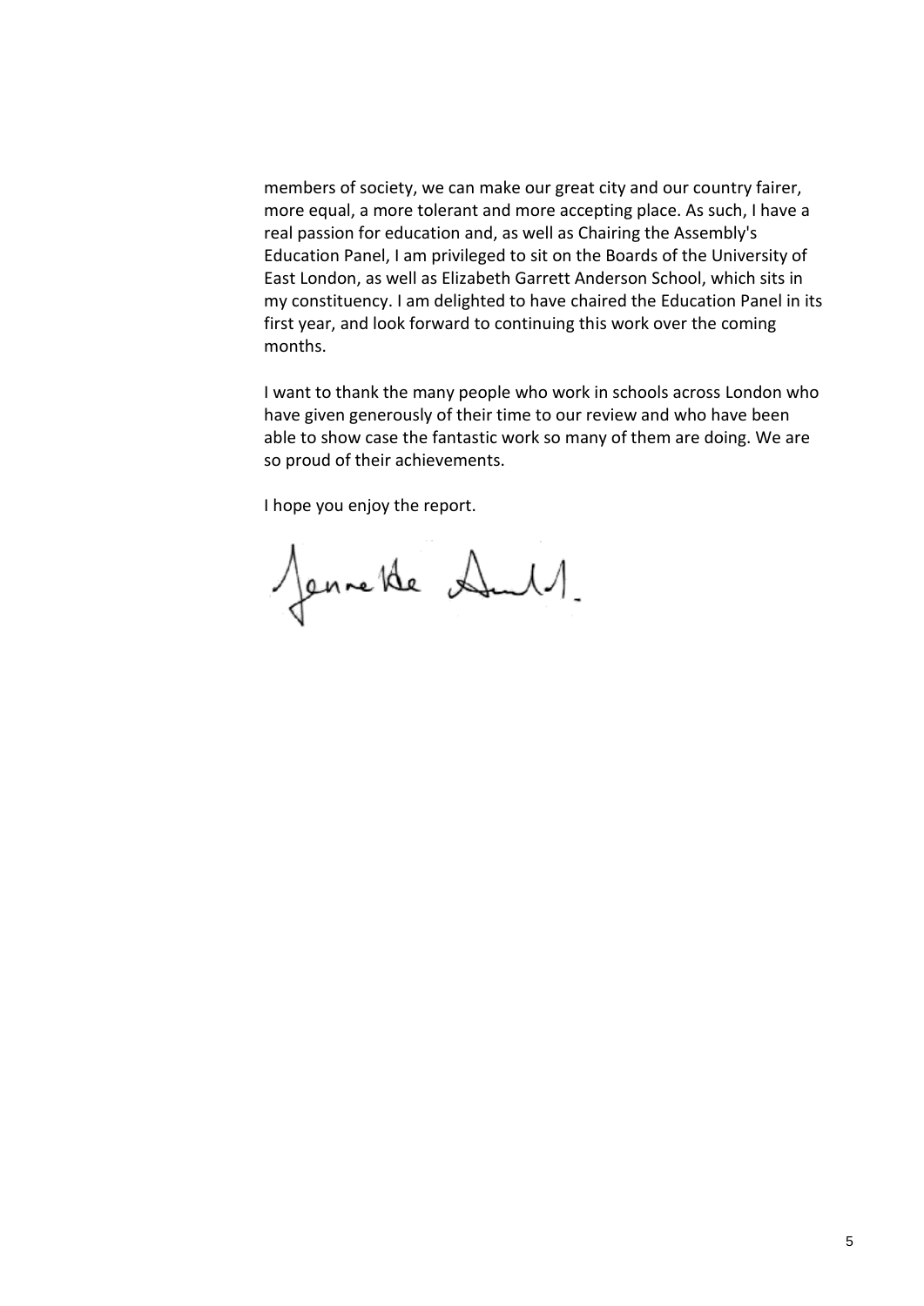members of society, we can make our great city and our country fairer, more equal, a more tolerant and more accepting place. As such, I have a real passion for education and, as well as Chairing the Assembly's Education Panel, I am privileged to sit on the Boards of the University of East London, as well as Elizabeth Garrett Anderson School, which sits in my constituency. I am delighted to have chaired the Education Panel in its first year, and look forward to continuing this work over the coming months.

I want to thank the many people who work in schools across London who have given generously of their time to our review and who have been able to show case the fantastic work so many of them are doing. We are so proud of their achievements.

I hope you enjoy the report.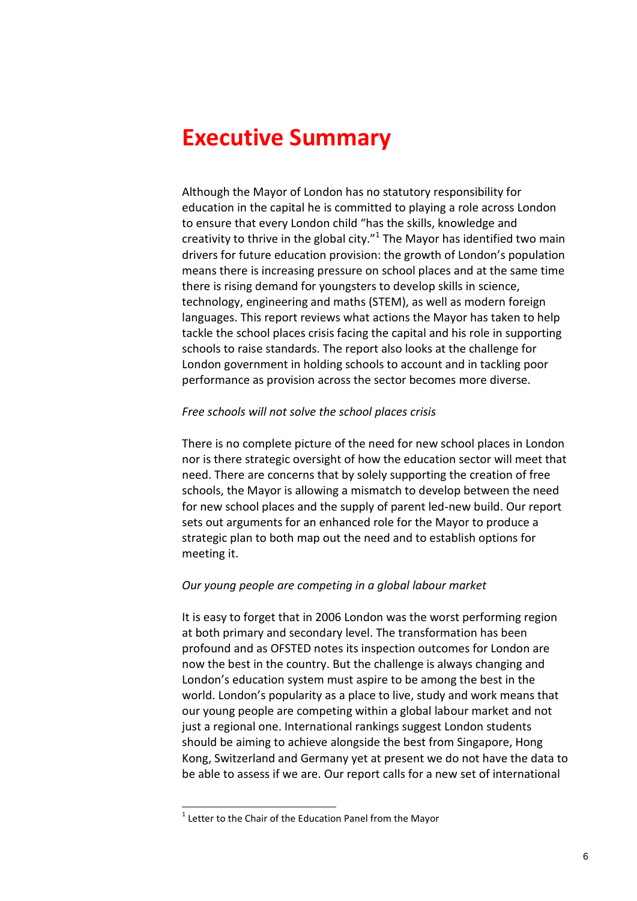# Executive Summary

Although the Mayor of London has no statutory responsibility for education in the capital he is committed to playing a role across London to ensure that every London child "has the skills, knowledge and creativity to thrive in the global city."[1] The Mayor has identified two main drivers for future education provision: the growth of London's population means there is increasing pressure on school places and at the same time there is rising demand for youngsters to develop skills in science, technology, engineering and maths (STEM), as well as modern foreign languages. This report reviews what actions the Mayor has taken to help tackle the school places crisis facing the capital and his role in supporting schools to raise standards. The report also looks at the challenge for London government in holding schools to account and in tackling poor performance as provision across the sector becomes more diverse.

*Free schools will not solve the school places crisis*

There is no complete picture of the need for new school places in London nor is there strategic oversight of how the education sector will meet that need. There are concerns that by solely supporting the creation of free schools, the Mayor is allowing a mismatch to develop between the need for new school places and the supply of parent led-new build. Our report sets out arguments for an enhanced role for the Mayor to produce a strategic plan to both map out the need and to establish options for meeting it.

*Our young people are competing in a global labour market*

It is easy to forget that in 2006 London was the worst performing region at both primary and secondary level. The transformation has been profound and as OFSTED notes its inspection outcomes for London are now the best in the country. But the challenge is always changing and London's education system must aspire to be among the best in the world. London's popularity as a place to live, study and work means that our young people are competing within a global labour market and not just a regional one. International rankings suggest London students should be aiming to achieve alongside the best from Singapore, Hong Kong, Switzerland and Germany yet at present we do not have the data to be able to assess if we are. Our report calls for a new set of international

[1] Letter to the Chair of the Education Panel from the Mayor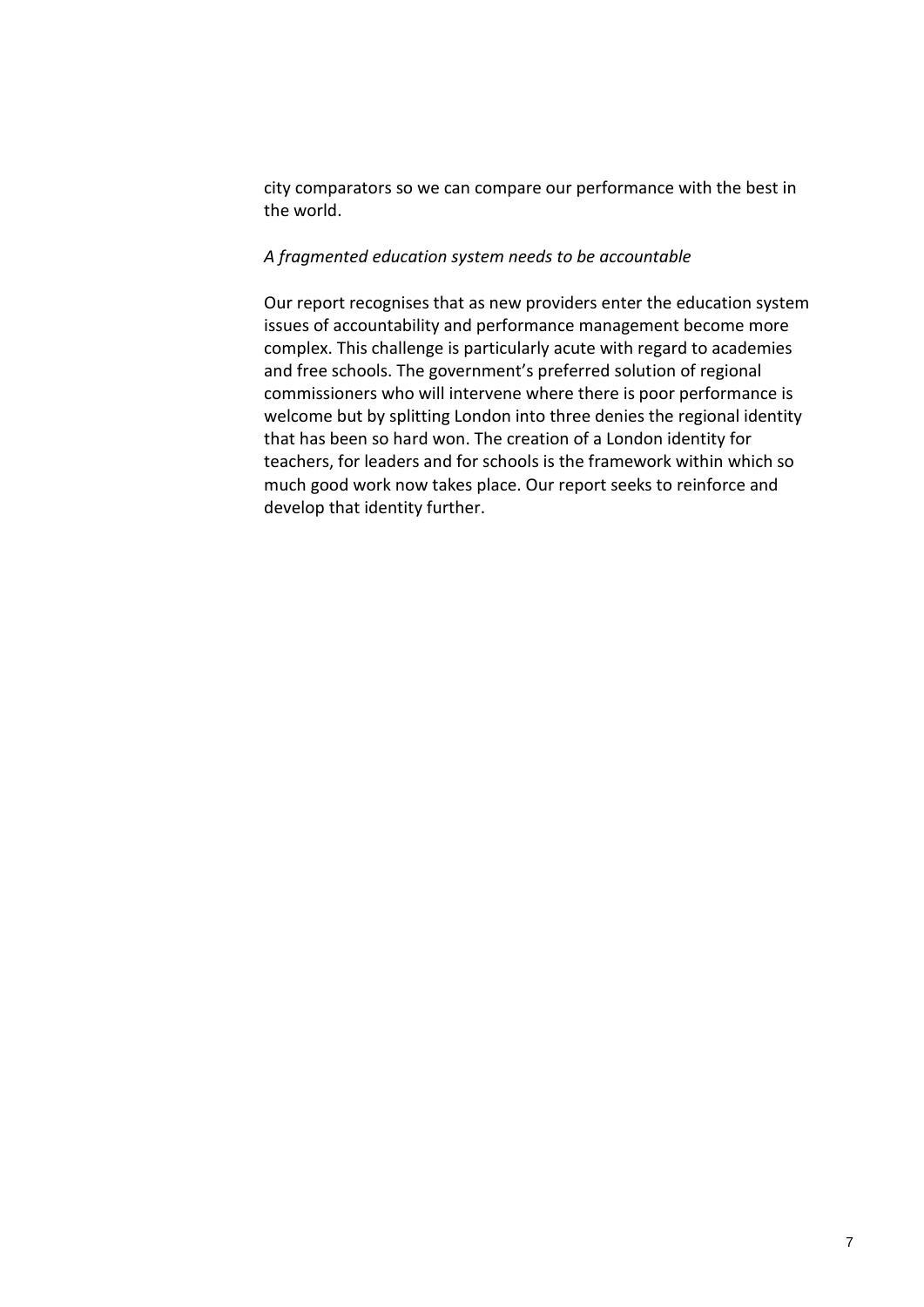city comparators so we can compare our performance with the best in the world.

*A fragmented education system needs to be accountable*

Our report recognises that as new providers enter the education system issues of accountability and performance management become more complex. This challenge is particularly acute with regard to academies and free schools. The government's preferred solution of regional commissioners who will intervene where there is poor performance is welcome but by splitting London into three denies the regional identity that has been so hard won. The creation of a London identity for teachers, for leaders and for schools is the framework within which so much good work now takes place. Our report seeks to reinforce and develop that identity further.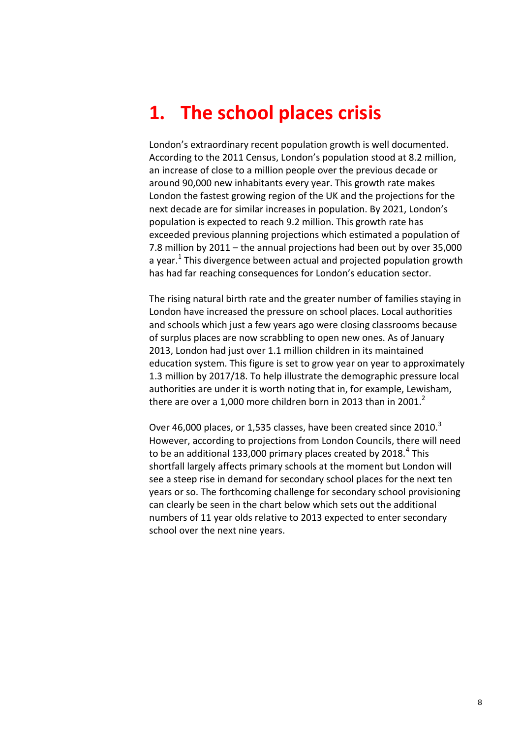# 1. The school places crisis

London's extraordinary recent population growth is well documented. According to the 2011 Census, London's population stood at 8.2 million, an increase of close to a million people over the previous decade or around 90,000 new inhabitants every year. This growth rate makes London the fastest growing region of the UK and the projections for the next decade are for similar increases in population. By 2021, London's population is expected to reach 9.2 million. This growth rate has exceeded previous planning projections which estimated a population of 7.8 million by 2011 – the annual projections had been out by over 35,000 a year.[1] This divergence between actual and projected population growth has had far reaching consequences for London's education sector.

The rising natural birth rate and the greater number of families staying in London have increased the pressure on school places. Local authorities and schools which just a few years ago were closing classrooms because of surplus places are now scrabbling to open new ones. As of January 2013, London had just over 1.1 million children in its maintained education system. This figure is set to grow year on year to approximately 1.3 million by 2017/18. To help illustrate the demographic pressure local authorities are under it is worth noting that in, for example, Lewisham, there are over a 1,000 more children born in 2013 than in 2001.[2]

Over 46,000 places, or 1,535 classes, have been created since 2010.[3] However, according to projections from London Councils, there will need to be an additional 133,000 primary places created by 2018.[4] This shortfall largely affects primary schools at the moment but London will see a steep rise in demand for secondary school places for the next ten years or so. The forthcoming challenge for secondary school provisioning can clearly be seen in the chart below which sets out the additional numbers of 11 year olds relative to 2013 expected to enter secondary school over the next nine years.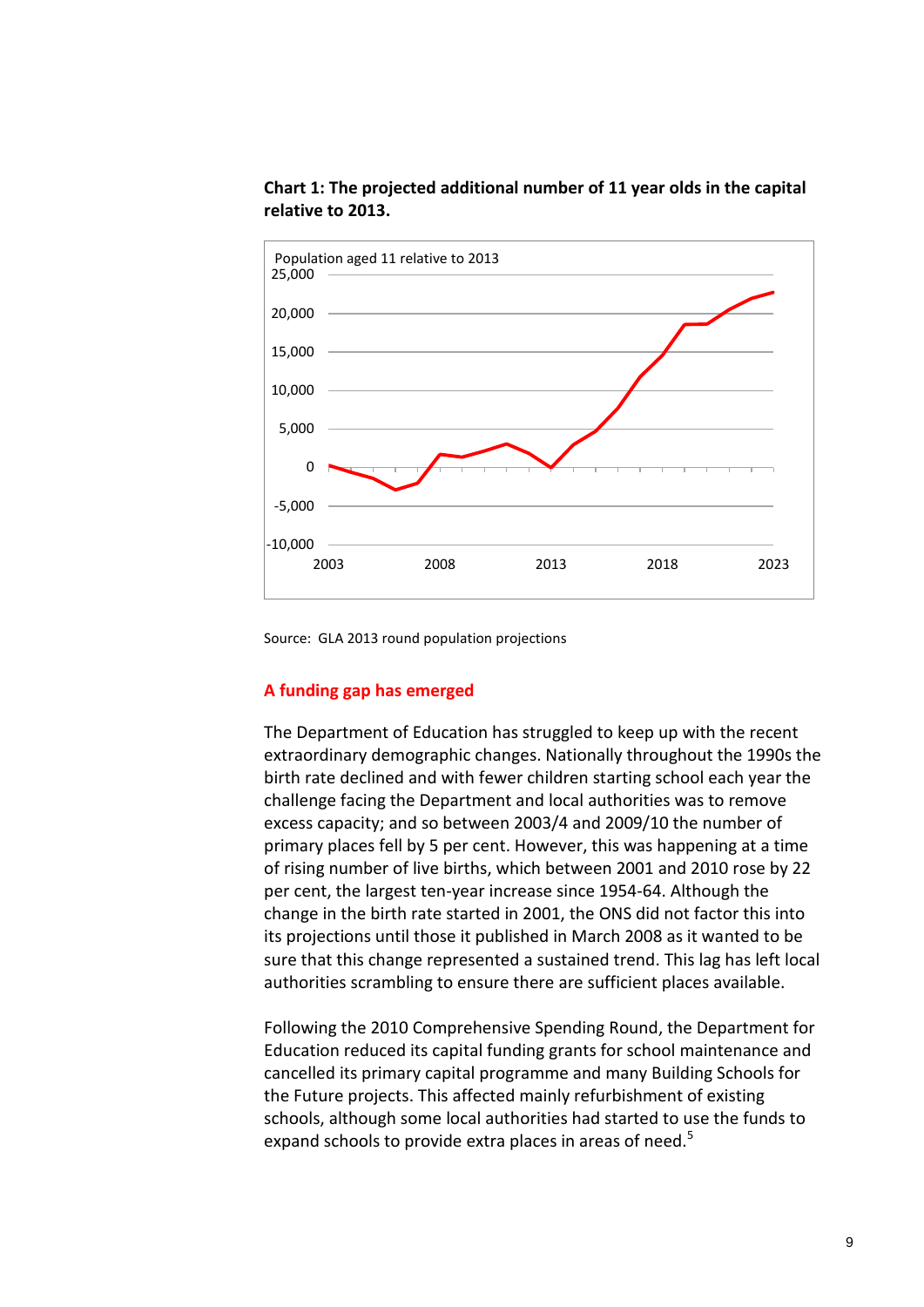**Chart 1: The projected additional number of 11 year olds in the capital relative to 2013.**

Source: GLA 2013 round population projections

## A funding gap has emerged

The Department of Education has struggled to keep up with the recent extraordinary demographic changes. Nationally throughout the 1990s the birth rate declined and with fewer children starting school each year the challenge facing the Department and local authorities was to remove excess capacity; and so between 2003/4 and 2009/10 the number of primary places fell by 5 per cent. However, this was happening at a time of rising number of live births, which between 2001 and 2010 rose by 22 per cent, the largest ten-year increase since 1954-64. Although the change in the birth rate started in 2001, the ONS did not factor this into its projections until those it published in March 2008 as it wanted to be sure that this change represented a sustained trend. This lag has left local authorities scrambling to ensure there are sufficient places available.

Following the 2010 Comprehensive Spending Round, the Department for Education reduced its capital funding grants for school maintenance and cancelled its primary capital programme and many Building Schools for the Future projects. This affected mainly refurbishment of existing schools, although some local authorities had started to use the funds to expand schools to provide extra places in areas of need.[5]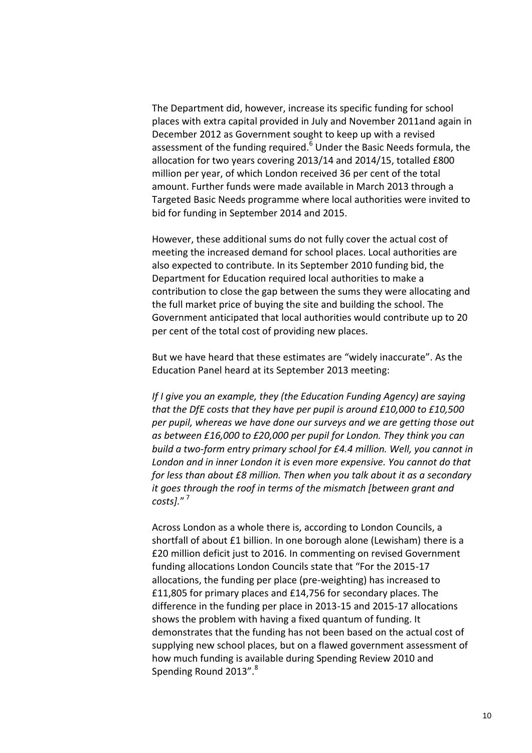The Department did, however, increase its specific funding for school places with extra capital provided in July and November 2011and again in December 2012 as Government sought to keep up with a revised assessment of the funding required.[6] Under the Basic Needs formula, the allocation for two years covering 2013/14 and 2014/15, totalled £800 million per year, of which London received 36 per cent of the total amount. Further funds were made available in March 2013 through a Targeted Basic Needs programme where local authorities were invited to bid for funding in September 2014 and 2015.

However, these additional sums do not fully cover the actual cost of meeting the increased demand for school places. Local authorities are also expected to contribute. In its September 2010 funding bid, the Department for Education required local authorities to make a contribution to close the gap between the sums they were allocating and the full market price of buying the site and building the school. The Government anticipated that local authorities would contribute up to 20 per cent of the total cost of providing new places.

But we have heard that these estimates are "widely inaccurate". As the Education Panel heard at its September 2013 meeting:

*If I give you an example, they (the Education Funding Agency) are saying that the DfE costs that they have per pupil is around £10,000 to £10,500 per pupil, whereas we have done our surveys and we are getting those out as between £16,000 to £20,000 per pupil for London. They think you can build a two-form entry primary school for £4.4 million. Well, you cannot in London and in inner London it is even more expensive. You cannot do that for less than about £8 million. Then when you talk about it as a secondary it goes through the roof in terms of the mismatch [between grant and costs].*"[7]

Across London as a whole there is, according to London Councils, a shortfall of about £1 billion. In one borough alone (Lewisham) there is a £20 million deficit just to 2016. In commenting on revised Government funding allocations London Councils state that "For the 2015-17 allocations, the funding per place (pre-weighting) has increased to £11,805 for primary places and £14,756 for secondary places. The difference in the funding per place in 2013-15 and 2015-17 allocations shows the problem with having a fixed quantum of funding. It demonstrates that the funding has not been based on the actual cost of supplying new school places, but on a flawed government assessment of how much funding is available during Spending Review 2010 and Spending Round 2013".[8]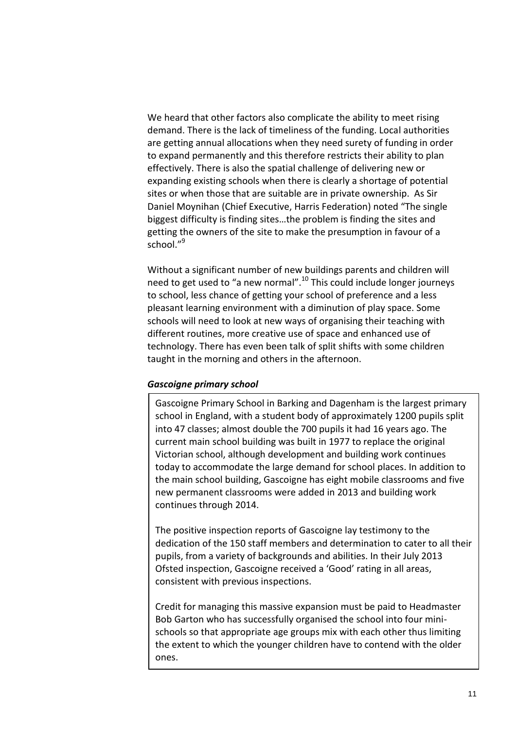We heard that other factors also complicate the ability to meet rising demand. There is the lack of timeliness of the funding. Local authorities are getting annual allocations when they need surety of funding in order to expand permanently and this therefore restricts their ability to plan effectively. There is also the spatial challenge of delivering new or expanding existing schools when there is clearly a shortage of potential sites or when those that are suitable are in private ownership. As Sir Daniel Moynihan (Chief Executive, Harris Federation) noted "The single biggest difficulty is finding sites…the problem is finding the sites and getting the owners of the site to make the presumption in favour of a school."[9]

Without a significant number of new buildings parents and children will need to get used to "a new normal".[10] This could include longer journeys to school, less chance of getting your school of preference and a less pleasant learning environment with a diminution of play space. Some schools will need to look at new ways of organising their teaching with different routines, more creative use of space and enhanced use of technology. There has even been talk of split shifts with some children taught in the morning and others in the afternoon.

***Gascoigne primary school***

Gascoigne Primary School in Barking and Dagenham is the largest primary school in England, with a student body of approximately 1200 pupils split into 47 classes; almost double the 700 pupils it had 16 years ago. The current main school building was built in 1977 to replace the original Victorian school, although development and building work continues today to accommodate the large demand for school places. In addition to the main school building, Gascoigne has eight mobile classrooms and five new permanent classrooms were added in 2013 and building work continues through 2014.

The positive inspection reports of Gascoigne lay testimony to the dedication of the 150 staff members and determination to cater to all their pupils, from a variety of backgrounds and abilities. In their July 2013 Ofsted inspection, Gascoigne received a 'Good' rating in all areas, consistent with previous inspections.

Credit for managing this massive expansion must be paid to Headmaster Bob Garton who has successfully organised the school into four mini-schools so that appropriate age groups mix with each other thus limiting the extent to which the younger children have to contend with the older ones.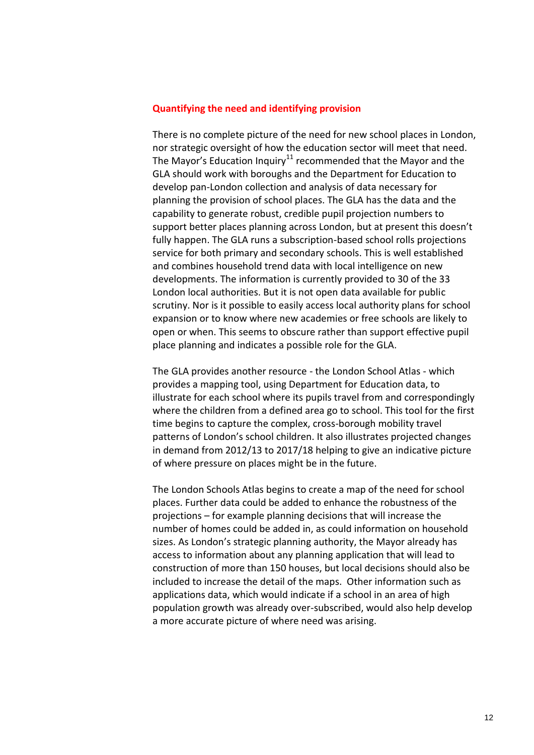## Quantifying the need and identifying provision

There is no complete picture of the need for new school places in London, nor strategic oversight of how the education sector will meet that need. The Mayor's Education Inquiry[11] recommended that the Mayor and the GLA should work with boroughs and the Department for Education to develop pan-London collection and analysis of data necessary for planning the provision of school places. The GLA has the data and the capability to generate robust, credible pupil projection numbers to support better places planning across London, but at present this doesn't fully happen. The GLA runs a subscription-based school rolls projections service for both primary and secondary schools. This is well established and combines household trend data with local intelligence on new developments. The information is currently provided to 30 of the 33 London local authorities. But it is not open data available for public scrutiny. Nor is it possible to easily access local authority plans for school expansion or to know where new academies or free schools are likely to open or when. This seems to obscure rather than support effective pupil place planning and indicates a possible role for the GLA.

The GLA provides another resource - the London School Atlas - which provides a mapping tool, using Department for Education data, to illustrate for each school where its pupils travel from and correspondingly where the children from a defined area go to school. This tool for the first time begins to capture the complex, cross-borough mobility travel patterns of London's school children. It also illustrates projected changes in demand from 2012/13 to 2017/18 helping to give an indicative picture of where pressure on places might be in the future.

The London Schools Atlas begins to create a map of the need for school places. Further data could be added to enhance the robustness of the projections – for example planning decisions that will increase the number of homes could be added in, as could information on household sizes. As London's strategic planning authority, the Mayor already has access to information about any planning application that will lead to construction of more than 150 houses, but local decisions should also be included to increase the detail of the maps. Other information such as applications data, which would indicate if a school in an area of high population growth was already over-subscribed, would also help develop a more accurate picture of where need was arising.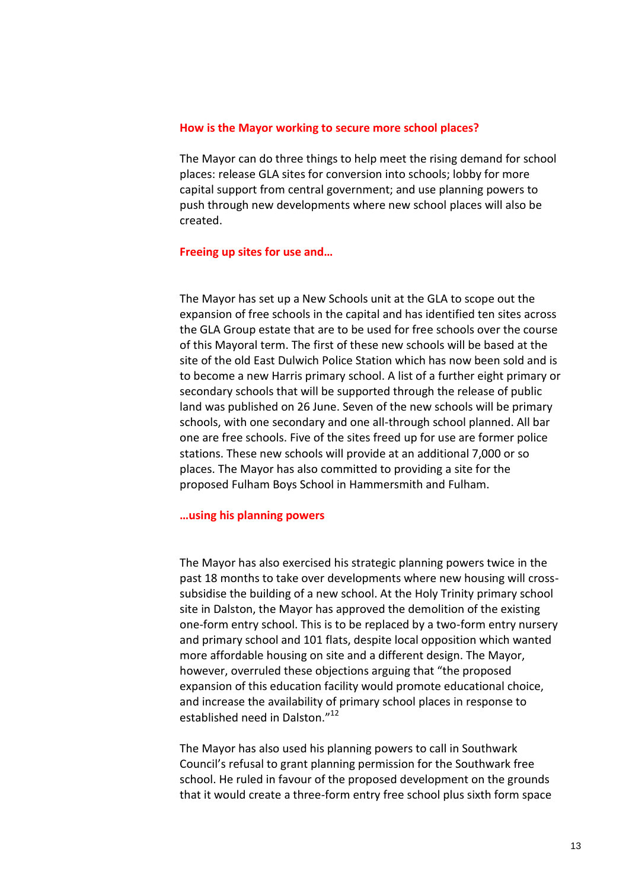## How is the Mayor working to secure more school places?

The Mayor can do three things to help meet the rising demand for school places: release GLA sites for conversion into schools; lobby for more capital support from central government; and use planning powers to push through new developments where new school places will also be created.

### Freeing up sites for use and…

The Mayor has set up a New Schools unit at the GLA to scope out the expansion of free schools in the capital and has identified ten sites across the GLA Group estate that are to be used for free schools over the course of this Mayoral term. The first of these new schools will be based at the site of the old East Dulwich Police Station which has now been sold and is to become a new Harris primary school. A list of a further eight primary or secondary schools that will be supported through the release of public land was published on 26 June. Seven of the new schools will be primary schools, with one secondary and one all-through school planned. All bar one are free schools. Five of the sites freed up for use are former police stations. These new schools will provide at an additional 7,000 or so places. The Mayor has also committed to providing a site for the proposed Fulham Boys School in Hammersmith and Fulham.

### …using his planning powers

The Mayor has also exercised his strategic planning powers twice in the past 18 months to take over developments where new housing will cross-subsidise the building of a new school. At the Holy Trinity primary school site in Dalston, the Mayor has approved the demolition of the existing one-form entry school. This is to be replaced by a two-form entry nursery and primary school and 101 flats, despite local opposition which wanted more affordable housing on site and a different design. The Mayor, however, overruled these objections arguing that "the proposed expansion of this education facility would promote educational choice, and increase the availability of primary school places in response to established need in Dalston."[12]

The Mayor has also used his planning powers to call in Southwark Council's refusal to grant planning permission for the Southwark free school. He ruled in favour of the proposed development on the grounds that it would create a three-form entry free school plus sixth form space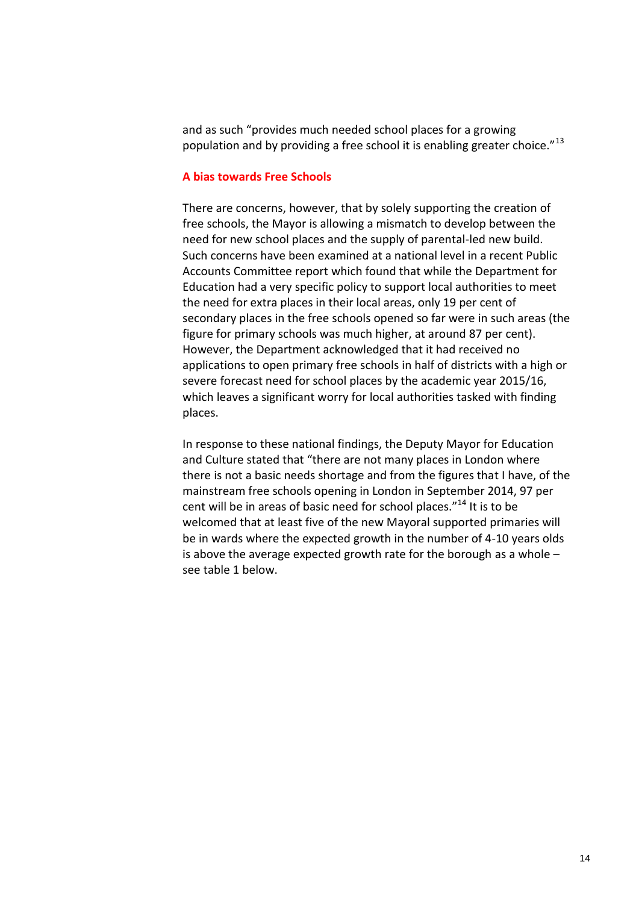and as such "provides much needed school places for a growing population and by providing a free school it is enabling greater choice."[13]

### A bias towards Free Schools

There are concerns, however, that by solely supporting the creation of free schools, the Mayor is allowing a mismatch to develop between the need for new school places and the supply of parental-led new build. Such concerns have been examined at a national level in a recent Public Accounts Committee report which found that while the Department for Education had a very specific policy to support local authorities to meet the need for extra places in their local areas, only 19 per cent of secondary places in the free schools opened so far were in such areas (the figure for primary schools was much higher, at around 87 per cent). However, the Department acknowledged that it had received no applications to open primary free schools in half of districts with a high or severe forecast need for school places by the academic year 2015/16, which leaves a significant worry for local authorities tasked with finding places.

In response to these national findings, the Deputy Mayor for Education and Culture stated that "there are not many places in London where there is not a basic needs shortage and from the figures that I have, of the mainstream free schools opening in London in September 2014, 97 per cent will be in areas of basic need for school places."[14] It is to be welcomed that at least five of the new Mayoral supported primaries will be in wards where the expected growth in the number of 4-10 years olds is above the average expected growth rate for the borough as a whole – see table 1 below.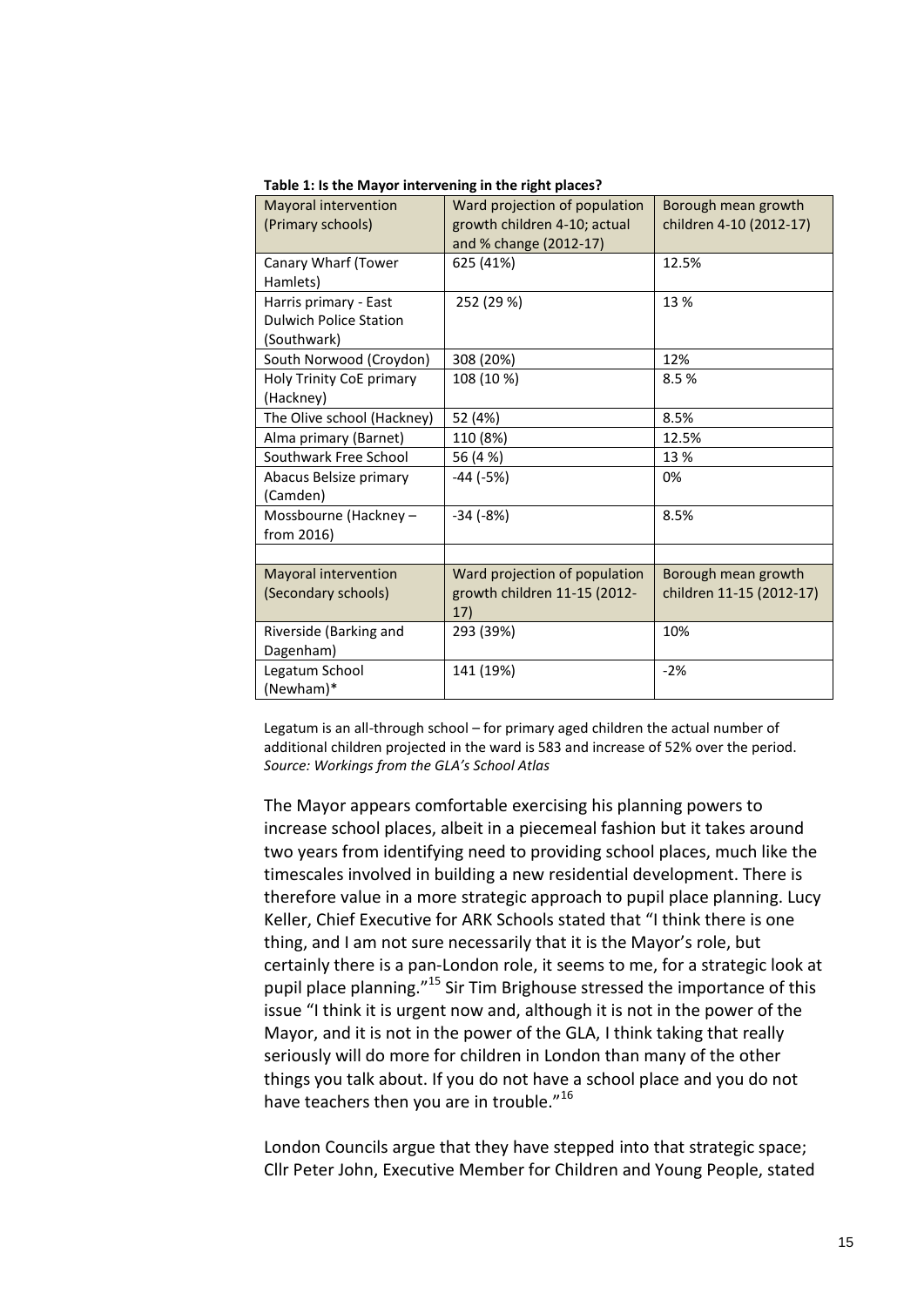**Table 1: Is the Mayor intervening in the right places?**

| Mayoral intervention (Primary schools) | Ward projection of population growth children 4-10; actual and % change (2012-17) | Borough mean growth children 4-10 (2012-17) |
|---|---|---|
| Canary Wharf (Tower Hamlets) | 625 (41%) | 12.5% |
| Harris primary - East Dulwich Police Station (Southwark) | 252 (29 %) | 13 % |
| South Norwood (Croydon) | 308 (20%) | 12% |
| Holy Trinity CoE primary (Hackney) | 108 (10 %) | 8.5 % |
| The Olive school (Hackney) | 52 (4%) | 8.5% |
| Alma primary (Barnet) | 110 (8%) | 12.5% |
| Southwark Free School | 56 (4 %) | 13 % |
| Abacus Belsize primary (Camden) | -44 (-5%) | 0% |
| Mossbourne (Hackney – from 2016) | -34 (-8%) | 8.5% |
| | | |
| **Mayoral intervention (Secondary schools)** | **Ward projection of population growth children 11-15 (2012-17)** | **Borough mean growth children 11-15 (2012-17)** |
| Riverside (Barking and Dagenham) | 293 (39%) | 10% |
| Legatum School (Newham)* | 141 (19%) | -2% |

Legatum is an all-through school – for primary aged children the actual number of additional children projected in the ward is 583 and increase of 52% over the period.
*Source: Workings from the GLA's School Atlas*

The Mayor appears comfortable exercising his planning powers to increase school places, albeit in a piecemeal fashion but it takes around two years from identifying need to providing school places, much like the timescales involved in building a new residential development. There is therefore value in a more strategic approach to pupil place planning. Lucy Keller, Chief Executive for ARK Schools stated that "I think there is one thing, and I am not sure necessarily that it is the Mayor's role, but certainly there is a pan-London role, it seems to me, for a strategic look at pupil place planning."[15] Sir Tim Brighouse stressed the importance of this issue "I think it is urgent now and, although it is not in the power of the Mayor, and it is not in the power of the GLA, I think taking that really seriously will do more for children in London than many of the other things you talk about. If you do not have a school place and you do not have teachers then you are in trouble."[16]

London Councils argue that they have stepped into that strategic space; Cllr Peter John, Executive Member for Children and Young People, stated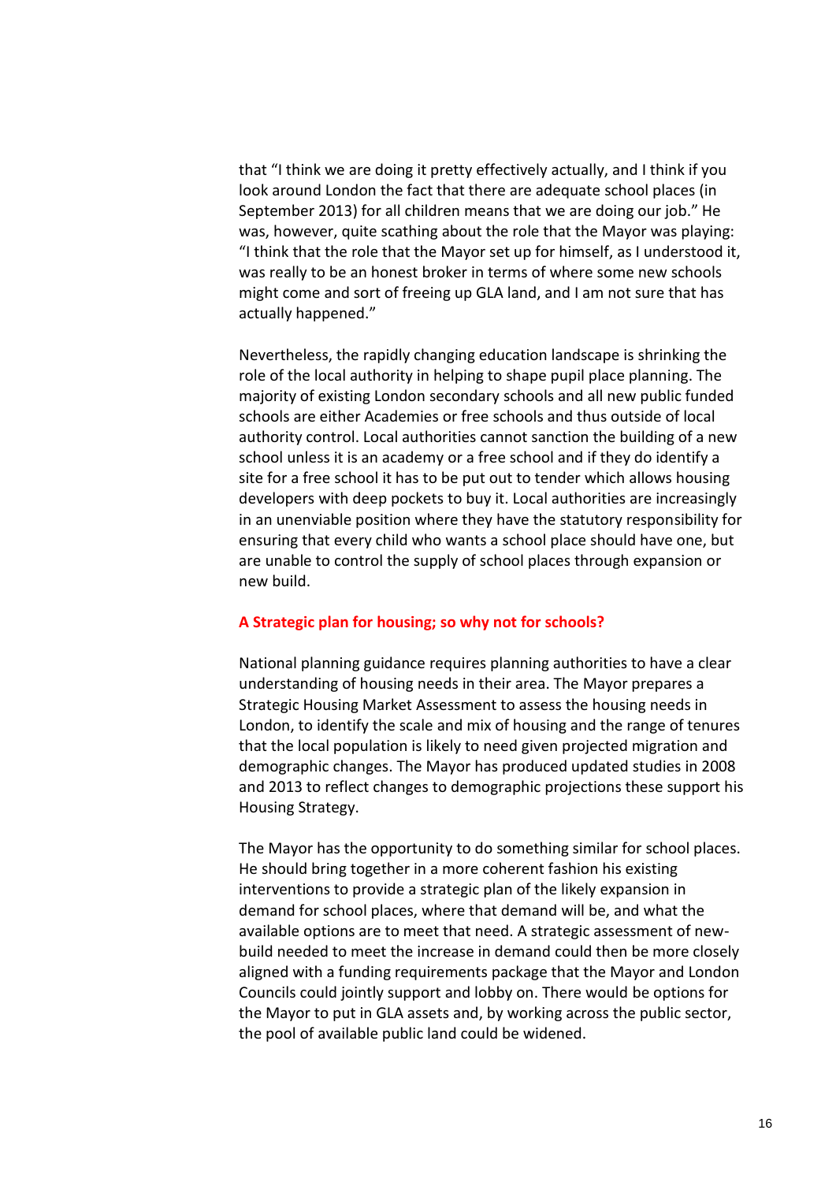that "I think we are doing it pretty effectively actually, and I think if you look around London the fact that there are adequate school places (in September 2013) for all children means that we are doing our job." He was, however, quite scathing about the role that the Mayor was playing: "I think that the role that the Mayor set up for himself, as I understood it, was really to be an honest broker in terms of where some new schools might come and sort of freeing up GLA land, and I am not sure that has actually happened."

Nevertheless, the rapidly changing education landscape is shrinking the role of the local authority in helping to shape pupil place planning. The majority of existing London secondary schools and all new public funded schools are either Academies or free schools and thus outside of local authority control. Local authorities cannot sanction the building of a new school unless it is an academy or a free school and if they do identify a site for a free school it has to be put out to tender which allows housing developers with deep pockets to buy it. Local authorities are increasingly in an unenviable position where they have the statutory responsibility for ensuring that every child who wants a school place should have one, but are unable to control the supply of school places through expansion or new build.

## A Strategic plan for housing; so why not for schools?

National planning guidance requires planning authorities to have a clear understanding of housing needs in their area. The Mayor prepares a Strategic Housing Market Assessment to assess the housing needs in London, to identify the scale and mix of housing and the range of tenures that the local population is likely to need given projected migration and demographic changes. The Mayor has produced updated studies in 2008 and 2013 to reflect changes to demographic projections these support his Housing Strategy.

The Mayor has the opportunity to do something similar for school places. He should bring together in a more coherent fashion his existing interventions to provide a strategic plan of the likely expansion in demand for school places, where that demand will be, and what the available options are to meet that need. A strategic assessment of new-build needed to meet the increase in demand could then be more closely aligned with a funding requirements package that the Mayor and London Councils could jointly support and lobby on. There would be options for the Mayor to put in GLA assets and, by working across the public sector, the pool of available public land could be widened.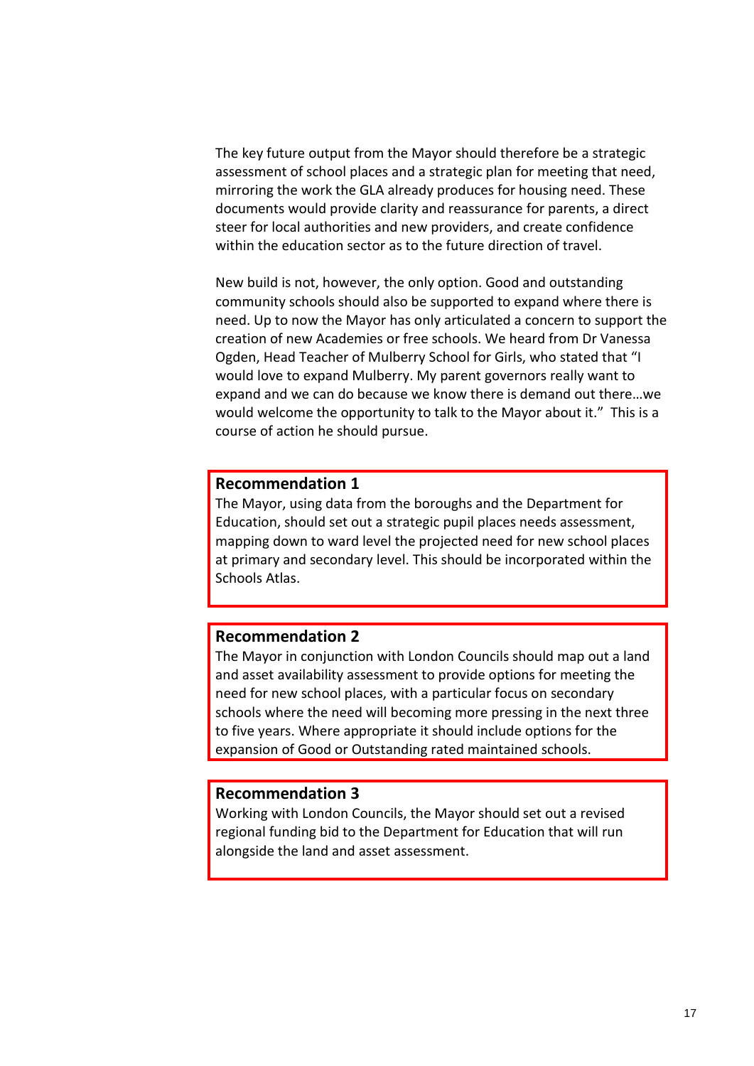The key future output from the Mayor should therefore be a strategic assessment of school places and a strategic plan for meeting that need, mirroring the work the GLA already produces for housing need. These documents would provide clarity and reassurance for parents, a direct steer for local authorities and new providers, and create confidence within the education sector as to the future direction of travel.

New build is not, however, the only option. Good and outstanding community schools should also be supported to expand where there is need. Up to now the Mayor has only articulated a concern to support the creation of new Academies or free schools. We heard from Dr Vanessa Ogden, Head Teacher of Mulberry School for Girls, who stated that "I would love to expand Mulberry. My parent governors really want to expand and we can do because we know there is demand out there…we would welcome the opportunity to talk to the Mayor about it." This is a course of action he should pursue.

**Recommendation 1**

The Mayor, using data from the boroughs and the Department for Education, should set out a strategic pupil places needs assessment, mapping down to ward level the projected need for new school places at primary and secondary level. This should be incorporated within the Schools Atlas.

**Recommendation 2**

The Mayor in conjunction with London Councils should map out a land and asset availability assessment to provide options for meeting the need for new school places, with a particular focus on secondary schools where the need will becoming more pressing in the next three to five years. Where appropriate it should include options for the expansion of Good or Outstanding rated maintained schools.

**Recommendation 3**

Working with London Councils, the Mayor should set out a revised regional funding bid to the Department for Education that will run alongside the land and asset assessment.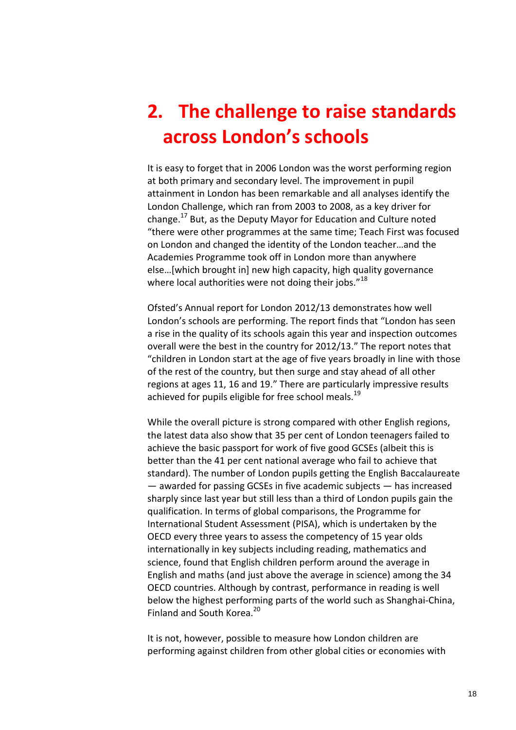# 2. The challenge to raise standards across London's schools

It is easy to forget that in 2006 London was the worst performing region at both primary and secondary level. The improvement in pupil attainment in London has been remarkable and all analyses identify the London Challenge, which ran from 2003 to 2008, as a key driver for change.[17] But, as the Deputy Mayor for Education and Culture noted "there were other programmes at the same time; Teach First was focused on London and changed the identity of the London teacher…and the Academies Programme took off in London more than anywhere else…[which brought in] new high capacity, high quality governance where local authorities were not doing their jobs."[18]

Ofsted's Annual report for London 2012/13 demonstrates how well London's schools are performing. The report finds that "London has seen a rise in the quality of its schools again this year and inspection outcomes overall were the best in the country for 2012/13." The report notes that "children in London start at the age of five years broadly in line with those of the rest of the country, but then surge and stay ahead of all other regions at ages 11, 16 and 19." There are particularly impressive results achieved for pupils eligible for free school meals.[19]

While the overall picture is strong compared with other English regions, the latest data also show that 35 per cent of London teenagers failed to achieve the basic passport for work of five good GCSEs (albeit this is better than the 41 per cent national average who fail to achieve that standard). The number of London pupils getting the English Baccalaureate — awarded for passing GCSEs in five academic subjects — has increased sharply since last year but still less than a third of London pupils gain the qualification. In terms of global comparisons, the Programme for International Student Assessment (PISA), which is undertaken by the OECD every three years to assess the competency of 15 year olds internationally in key subjects including reading, mathematics and science, found that English children perform around the average in English and maths (and just above the average in science) among the 34 OECD countries. Although by contrast, performance in reading is well below the highest performing parts of the world such as Shanghai-China, Finland and South Korea.[20]

It is not, however, possible to measure how London children are performing against children from other global cities or economies with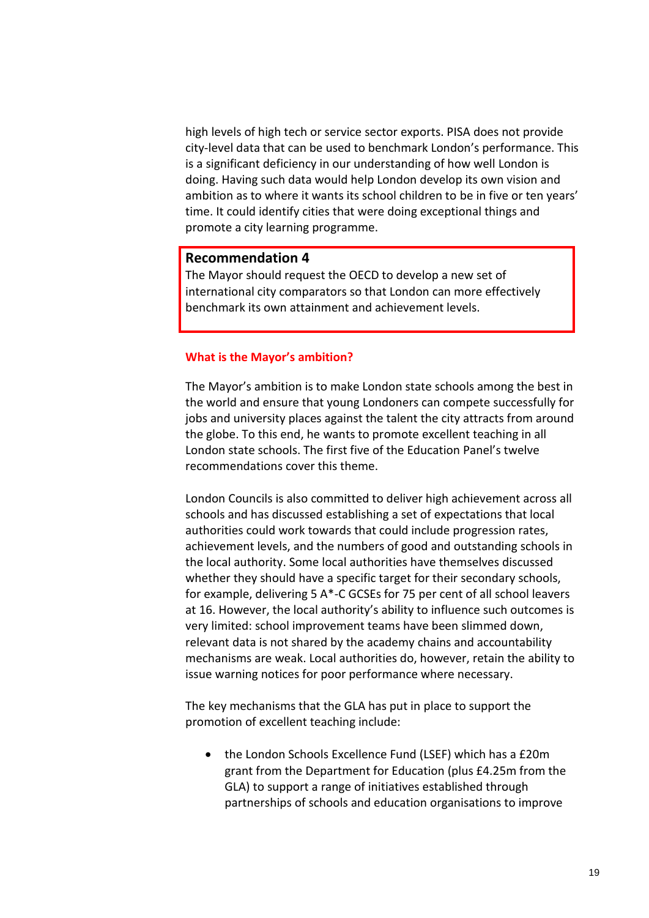high levels of high tech or service sector exports. PISA does not provide city-level data that can be used to benchmark London's performance. This is a significant deficiency in our understanding of how well London is doing. Having such data would help London develop its own vision and ambition as to where it wants its school children to be in five or ten years' time. It could identify cities that were doing exceptional things and promote a city learning programme.

> **Recommendation 4**
>
> The Mayor should request the OECD to develop a new set of international city comparators so that London can more effectively benchmark its own attainment and achievement levels.

### What is the Mayor's ambition?

The Mayor's ambition is to make London state schools among the best in the world and ensure that young Londoners can compete successfully for jobs and university places against the talent the city attracts from around the globe. To this end, he wants to promote excellent teaching in all London state schools. The first five of the Education Panel's twelve recommendations cover this theme.

London Councils is also committed to deliver high achievement across all schools and has discussed establishing a set of expectations that local authorities could work towards that could include progression rates, achievement levels, and the numbers of good and outstanding schools in the local authority. Some local authorities have themselves discussed whether they should have a specific target for their secondary schools, for example, delivering 5 A*-C GCSEs for 75 per cent of all school leavers at 16. However, the local authority's ability to influence such outcomes is very limited: school improvement teams have been slimmed down, relevant data is not shared by the academy chains and accountability mechanisms are weak. Local authorities do, however, retain the ability to issue warning notices for poor performance where necessary.

The key mechanisms that the GLA has put in place to support the promotion of excellent teaching include:

- the London Schools Excellence Fund (LSEF) which has a £20m grant from the Department for Education (plus £4.25m from the GLA) to support a range of initiatives established through partnerships of schools and education organisations to improve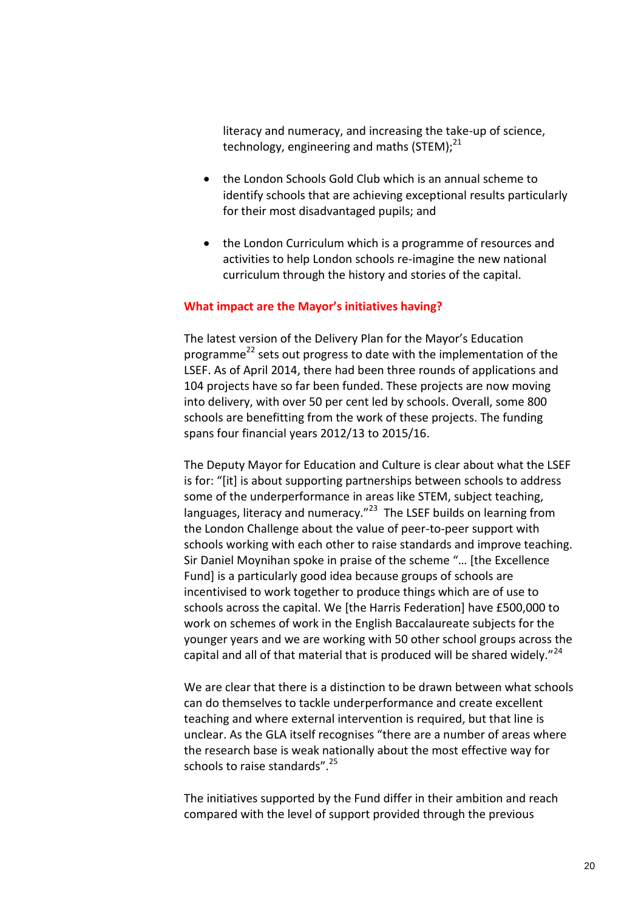literacy and numeracy, and increasing the take-up of science, technology, engineering and maths (STEM);[21]

- the London Schools Gold Club which is an annual scheme to identify schools that are achieving exceptional results particularly for their most disadvantaged pupils; and

- the London Curriculum which is a programme of resources and activities to help London schools re-imagine the new national curriculum through the history and stories of the capital.

**What impact are the Mayor's initiatives having?**

The latest version of the Delivery Plan for the Mayor's Education programme[22] sets out progress to date with the implementation of the LSEF. As of April 2014, there had been three rounds of applications and 104 projects have so far been funded. These projects are now moving into delivery, with over 50 per cent led by schools. Overall, some 800 schools are benefitting from the work of these projects. The funding spans four financial years 2012/13 to 2015/16.

The Deputy Mayor for Education and Culture is clear about what the LSEF is for: "[it] is about supporting partnerships between schools to address some of the underperformance in areas like STEM, subject teaching, languages, literacy and numeracy."[23] The LSEF builds on learning from the London Challenge about the value of peer-to-peer support with schools working with each other to raise standards and improve teaching. Sir Daniel Moynihan spoke in praise of the scheme "… [the Excellence Fund] is a particularly good idea because groups of schools are incentivised to work together to produce things which are of use to schools across the capital. We [the Harris Federation] have £500,000 to work on schemes of work in the English Baccalaureate subjects for the younger years and we are working with 50 other school groups across the capital and all of that material that is produced will be shared widely."[24]

We are clear that there is a distinction to be drawn between what schools can do themselves to tackle underperformance and create excellent teaching and where external intervention is required, but that line is unclear. As the GLA itself recognises "there are a number of areas where the research base is weak nationally about the most effective way for schools to raise standards".[25]

The initiatives supported by the Fund differ in their ambition and reach compared with the level of support provided through the previous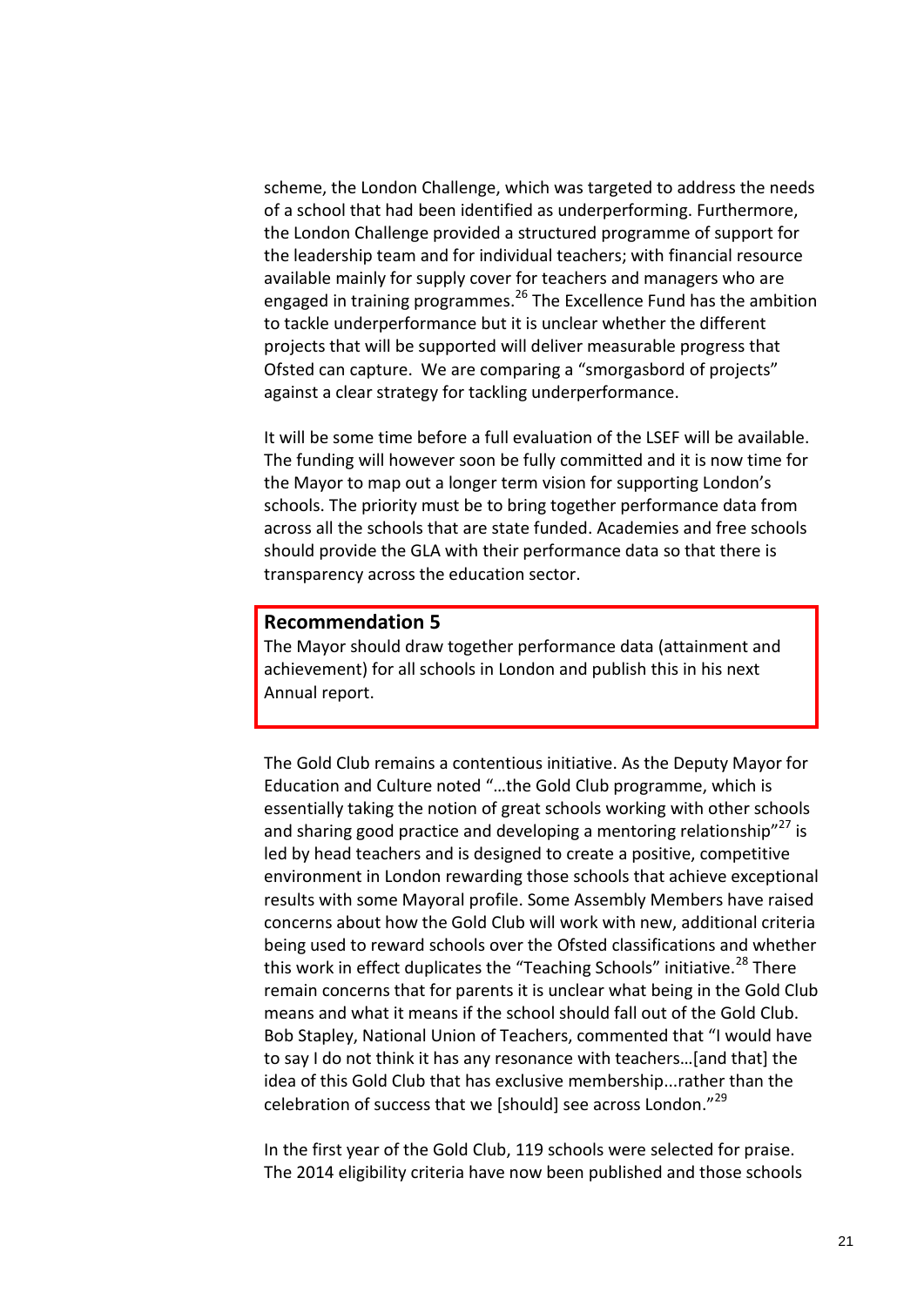scheme, the London Challenge, which was targeted to address the needs of a school that had been identified as underperforming. Furthermore, the London Challenge provided a structured programme of support for the leadership team and for individual teachers; with financial resource available mainly for supply cover for teachers and managers who are engaged in training programmes.[26] The Excellence Fund has the ambition to tackle underperformance but it is unclear whether the different projects that will be supported will deliver measurable progress that Ofsted can capture. We are comparing a "smorgasbord of projects" against a clear strategy for tackling underperformance.

It will be some time before a full evaluation of the LSEF will be available. The funding will however soon be fully committed and it is now time for the Mayor to map out a longer term vision for supporting London's schools. The priority must be to bring together performance data from across all the schools that are state funded. Academies and free schools should provide the GLA with their performance data so that there is transparency across the education sector.

**Recommendation 5**

The Mayor should draw together performance data (attainment and achievement) for all schools in London and publish this in his next Annual report.

The Gold Club remains a contentious initiative. As the Deputy Mayor for Education and Culture noted "…the Gold Club programme, which is essentially taking the notion of great schools working with other schools and sharing good practice and developing a mentoring relationship"[27] is led by head teachers and is designed to create a positive, competitive environment in London rewarding those schools that achieve exceptional results with some Mayoral profile. Some Assembly Members have raised concerns about how the Gold Club will work with new, additional criteria being used to reward schools over the Ofsted classifications and whether this work in effect duplicates the "Teaching Schools" initiative.[28] There remain concerns that for parents it is unclear what being in the Gold Club means and what it means if the school should fall out of the Gold Club. Bob Stapley, National Union of Teachers, commented that "I would have to say I do not think it has any resonance with teachers…[and that] the idea of this Gold Club that has exclusive membership...rather than the celebration of success that we [should] see across London."[29]

In the first year of the Gold Club, 119 schools were selected for praise. The 2014 eligibility criteria have now been published and those schools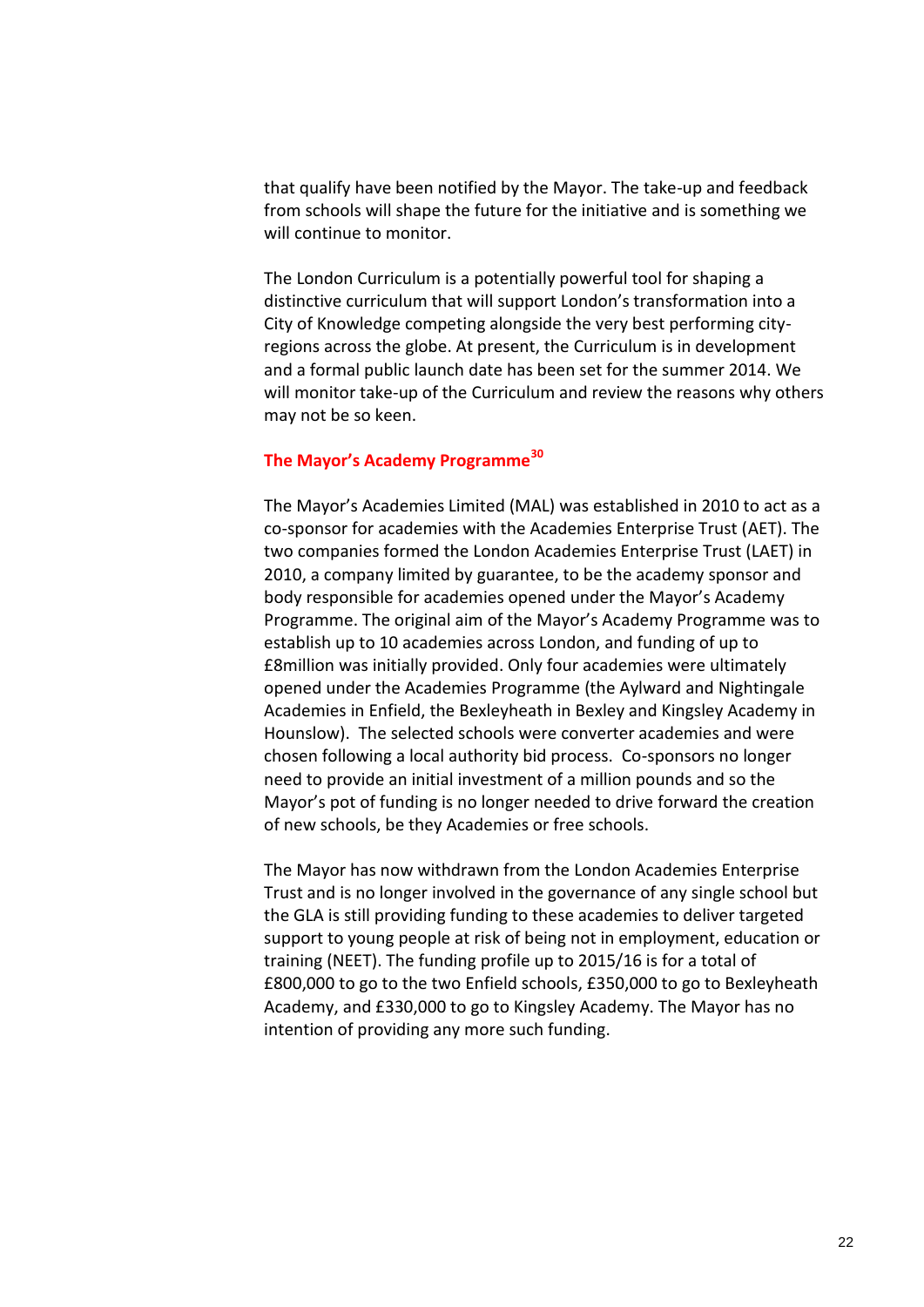that qualify have been notified by the Mayor. The take-up and feedback from schools will shape the future for the initiative and is something we will continue to monitor.

The London Curriculum is a potentially powerful tool for shaping a distinctive curriculum that will support London's transformation into a City of Knowledge competing alongside the very best performing city-regions across the globe. At present, the Curriculum is in development and a formal public launch date has been set for the summer 2014. We will monitor take-up of the Curriculum and review the reasons why others may not be so keen.

### The Mayor's Academy Programme[30]

The Mayor's Academies Limited (MAL) was established in 2010 to act as a co-sponsor for academies with the Academies Enterprise Trust (AET). The two companies formed the London Academies Enterprise Trust (LAET) in 2010, a company limited by guarantee, to be the academy sponsor and body responsible for academies opened under the Mayor's Academy Programme. The original aim of the Mayor's Academy Programme was to establish up to 10 academies across London, and funding of up to £8million was initially provided. Only four academies were ultimately opened under the Academies Programme (the Aylward and Nightingale Academies in Enfield, the Bexleyheath in Bexley and Kingsley Academy in Hounslow). The selected schools were converter academies and were chosen following a local authority bid process. Co-sponsors no longer need to provide an initial investment of a million pounds and so the Mayor's pot of funding is no longer needed to drive forward the creation of new schools, be they Academies or free schools.

The Mayor has now withdrawn from the London Academies Enterprise Trust and is no longer involved in the governance of any single school but the GLA is still providing funding to these academies to deliver targeted support to young people at risk of being not in employment, education or training (NEET). The funding profile up to 2015/16 is for a total of £800,000 to go to the two Enfield schools, £350,000 to go to Bexleyheath Academy, and £330,000 to go to Kingsley Academy. The Mayor has no intention of providing any more such funding.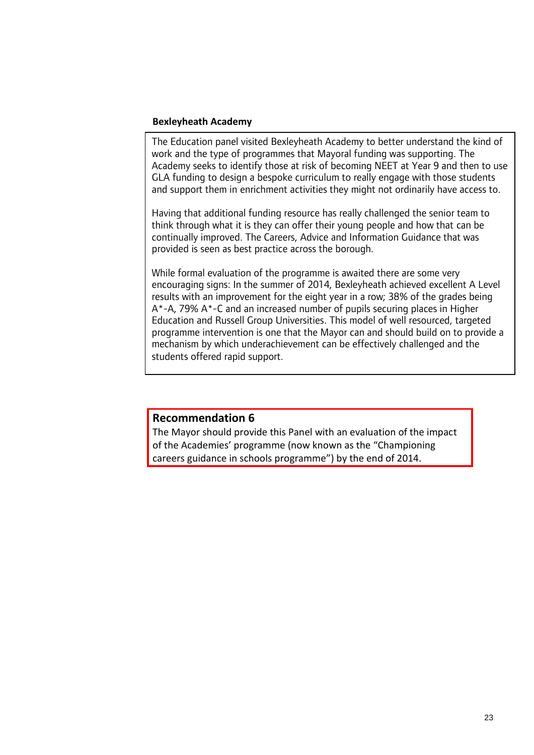**Bexleyheath Academy**

The Education panel visited Bexleyheath Academy to better understand the kind of work and the type of programmes that Mayoral funding was supporting. The Academy seeks to identify those at risk of becoming NEET at Year 9 and then to use GLA funding to design a bespoke curriculum to really engage with those students and support them in enrichment activities they might not ordinarily have access to.

Having that additional funding resource has really challenged the senior team to think through what it is they can offer their young people and how that can be continually improved. The Careers, Advice and Information Guidance that was provided is seen as best practice across the borough.

While formal evaluation of the programme is awaited there are some very encouraging signs: In the summer of 2014, Bexleyheath achieved excellent A Level results with an improvement for the eight year in a row; 38% of the grades being A*-A, 79% A*-C and an increased number of pupils securing places in Higher Education and Russell Group Universities. This model of well resourced, targeted programme intervention is one that the Mayor can and should build on to provide a mechanism by which underachievement can be effectively challenged and the students offered rapid support.

**Recommendation 6**

The Mayor should provide this Panel with an evaluation of the impact of the Academies' programme (now known as the "Championing careers guidance in schools programme") by the end of 2014.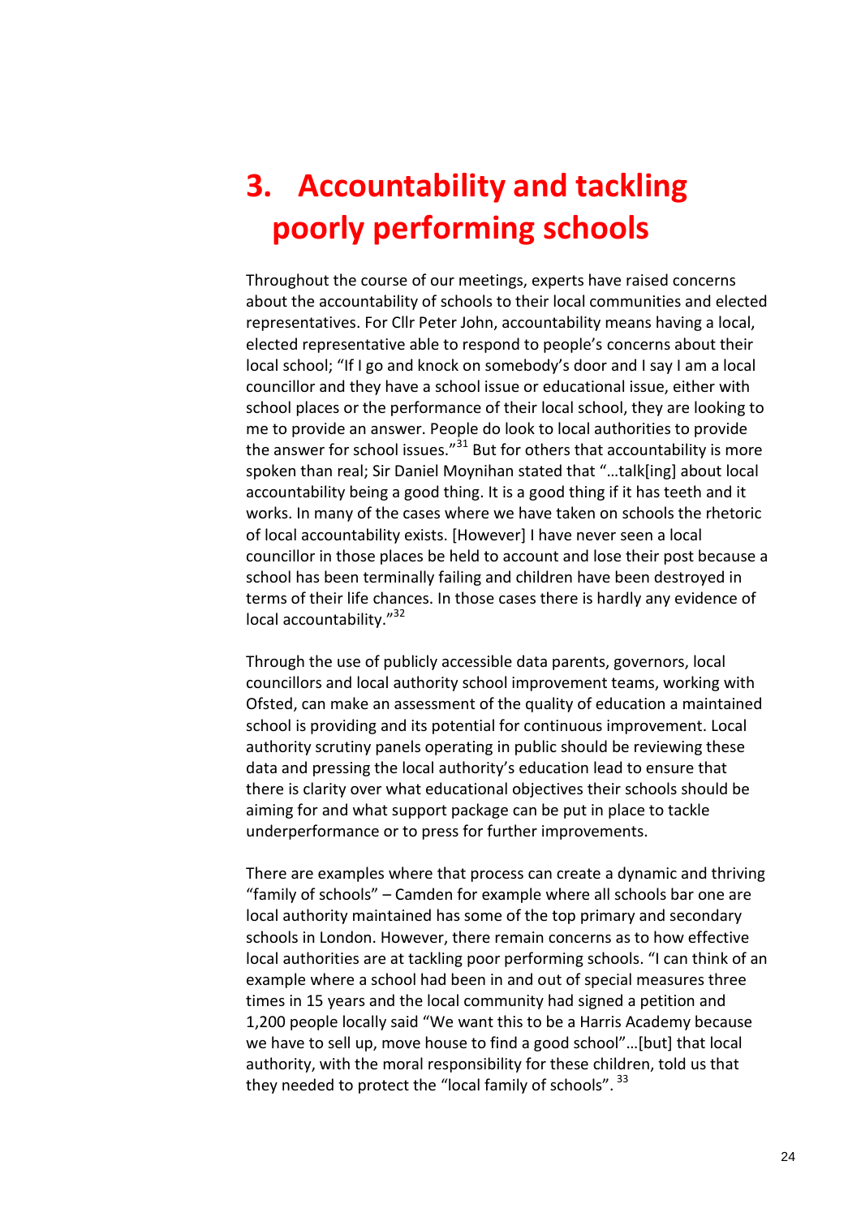# 3. Accountability and tackling poorly performing schools

Throughout the course of our meetings, experts have raised concerns about the accountability of schools to their local communities and elected representatives. For Cllr Peter John, accountability means having a local, elected representative able to respond to people's concerns about their local school; "If I go and knock on somebody's door and I say I am a local councillor and they have a school issue or educational issue, either with school places or the performance of their local school, they are looking to me to provide an answer. People do look to local authorities to provide the answer for school issues."[31] But for others that accountability is more spoken than real; Sir Daniel Moynihan stated that "…talk[ing] about local accountability being a good thing. It is a good thing if it has teeth and it works. In many of the cases where we have taken on schools the rhetoric of local accountability exists. [However] I have never seen a local councillor in those places be held to account and lose their post because a school has been terminally failing and children have been destroyed in terms of their life chances. In those cases there is hardly any evidence of local accountability."[32]

Through the use of publicly accessible data parents, governors, local councillors and local authority school improvement teams, working with Ofsted, can make an assessment of the quality of education a maintained school is providing and its potential for continuous improvement. Local authority scrutiny panels operating in public should be reviewing these data and pressing the local authority's education lead to ensure that there is clarity over what educational objectives their schools should be aiming for and what support package can be put in place to tackle underperformance or to press for further improvements.

There are examples where that process can create a dynamic and thriving "family of schools" – Camden for example where all schools bar one are local authority maintained has some of the top primary and secondary schools in London. However, there remain concerns as to how effective local authorities are at tackling poor performing schools. "I can think of an example where a school had been in and out of special measures three times in 15 years and the local community had signed a petition and 1,200 people locally said "We want this to be a Harris Academy because we have to sell up, move house to find a good school"…[but] that local authority, with the moral responsibility for these children, told us that they needed to protect the "local family of schools". [33]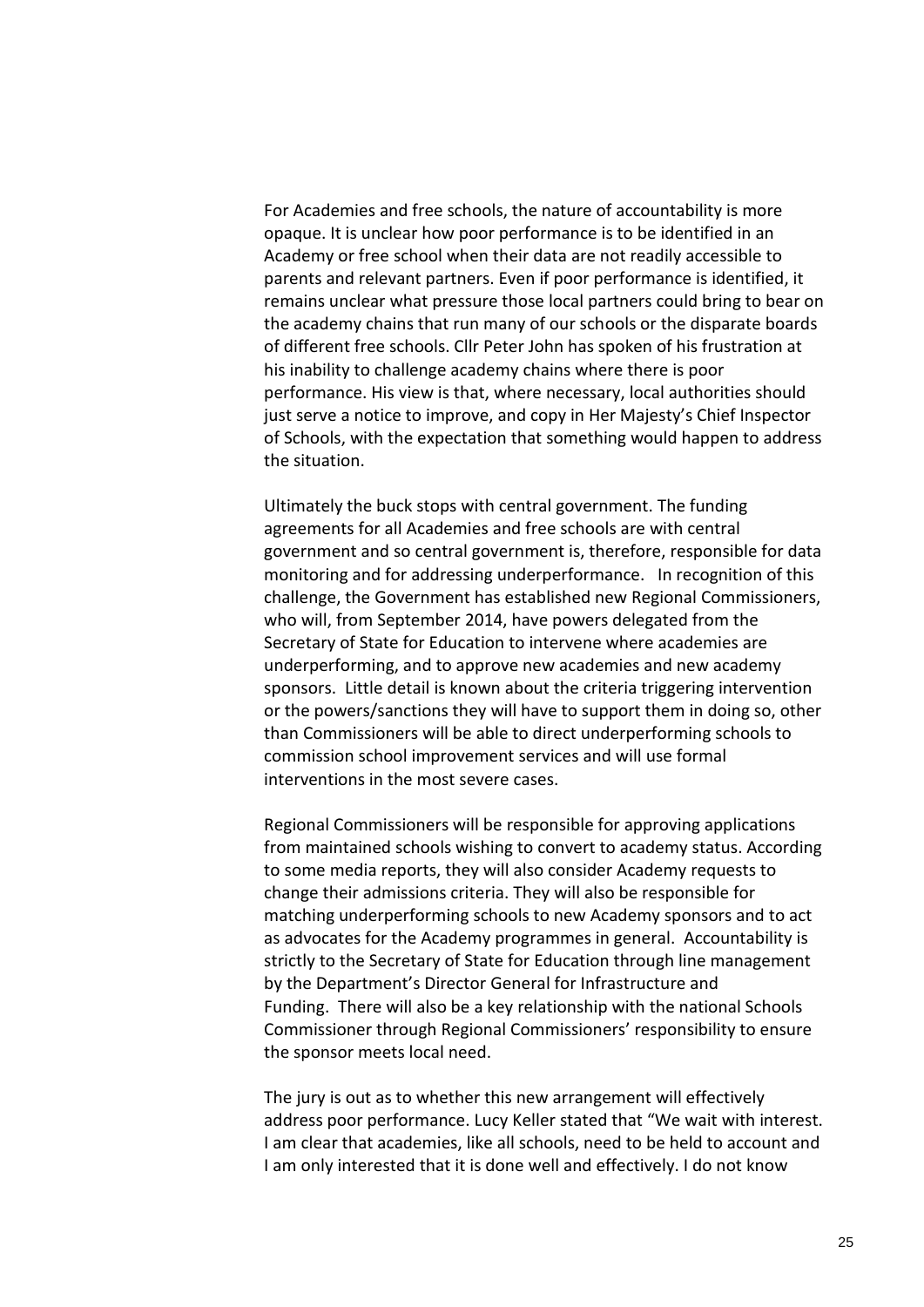For Academies and free schools, the nature of accountability is more opaque. It is unclear how poor performance is to be identified in an Academy or free school when their data are not readily accessible to parents and relevant partners. Even if poor performance is identified, it remains unclear what pressure those local partners could bring to bear on the academy chains that run many of our schools or the disparate boards of different free schools. Cllr Peter John has spoken of his frustration at his inability to challenge academy chains where there is poor performance. His view is that, where necessary, local authorities should just serve a notice to improve, and copy in Her Majesty's Chief Inspector of Schools, with the expectation that something would happen to address the situation.

Ultimately the buck stops with central government. The funding agreements for all Academies and free schools are with central government and so central government is, therefore, responsible for data monitoring and for addressing underperformance. In recognition of this challenge, the Government has established new Regional Commissioners, who will, from September 2014, have powers delegated from the Secretary of State for Education to intervene where academies are underperforming, and to approve new academies and new academy sponsors. Little detail is known about the criteria triggering intervention or the powers/sanctions they will have to support them in doing so, other than Commissioners will be able to direct underperforming schools to commission school improvement services and will use formal interventions in the most severe cases.

Regional Commissioners will be responsible for approving applications from maintained schools wishing to convert to academy status. According to some media reports, they will also consider Academy requests to change their admissions criteria. They will also be responsible for matching underperforming schools to new Academy sponsors and to act as advocates for the Academy programmes in general. Accountability is strictly to the Secretary of State for Education through line management by the Department's Director General for Infrastructure and Funding. There will also be a key relationship with the national Schools Commissioner through Regional Commissioners' responsibility to ensure the sponsor meets local need.

The jury is out as to whether this new arrangement will effectively address poor performance. Lucy Keller stated that "We wait with interest. I am clear that academies, like all schools, need to be held to account and I am only interested that it is done well and effectively. I do not know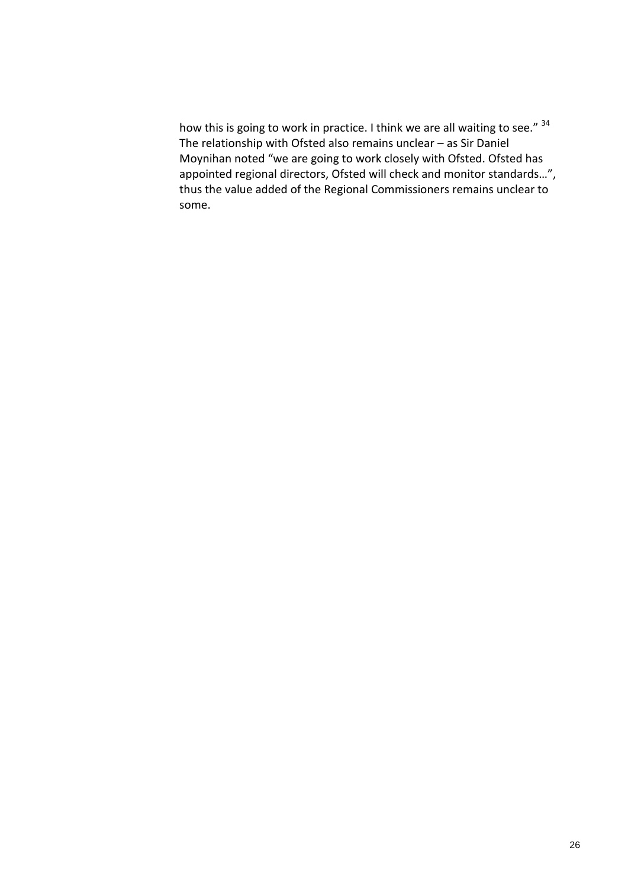how this is going to work in practice. I think we are all waiting to see." [34] The relationship with Ofsted also remains unclear – as Sir Daniel Moynihan noted "we are going to work closely with Ofsted. Ofsted has appointed regional directors, Ofsted will check and monitor standards…", thus the value added of the Regional Commissioners remains unclear to some.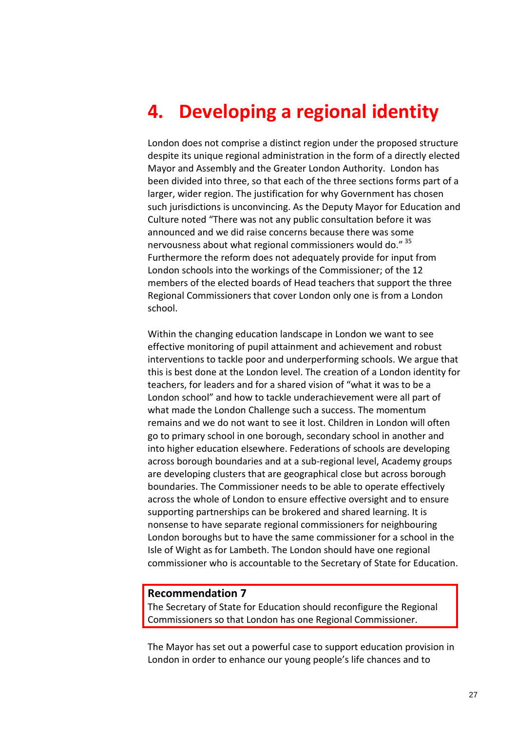# 4. Developing a regional identity

London does not comprise a distinct region under the proposed structure despite its unique regional administration in the form of a directly elected Mayor and Assembly and the Greater London Authority. London has been divided into three, so that each of the three sections forms part of a larger, wider region. The justification for why Government has chosen such jurisdictions is unconvincing. As the Deputy Mayor for Education and Culture noted "There was not any public consultation before it was announced and we did raise concerns because there was some nervousness about what regional commissioners would do." [35] Furthermore the reform does not adequately provide for input from London schools into the workings of the Commissioner; of the 12 members of the elected boards of Head teachers that support the three Regional Commissioners that cover London only one is from a London school.

Within the changing education landscape in London we want to see effective monitoring of pupil attainment and achievement and robust interventions to tackle poor and underperforming schools. We argue that this is best done at the London level. The creation of a London identity for teachers, for leaders and for a shared vision of "what it was to be a London school" and how to tackle underachievement were all part of what made the London Challenge such a success. The momentum remains and we do not want to see it lost. Children in London will often go to primary school in one borough, secondary school in another and into higher education elsewhere. Federations of schools are developing across borough boundaries and at a sub-regional level, Academy groups are developing clusters that are geographical close but across borough boundaries. The Commissioner needs to be able to operate effectively across the whole of London to ensure effective oversight and to ensure supporting partnerships can be brokered and shared learning. It is nonsense to have separate regional commissioners for neighbouring London boroughs but to have the same commissioner for a school in the Isle of Wight as for Lambeth. The London should have one regional commissioner who is accountable to the Secretary of State for Education.

**Recommendation 7**
The Secretary of State for Education should reconfigure the Regional Commissioners so that London has one Regional Commissioner.

The Mayor has set out a powerful case to support education provision in London in order to enhance our young people's life chances and to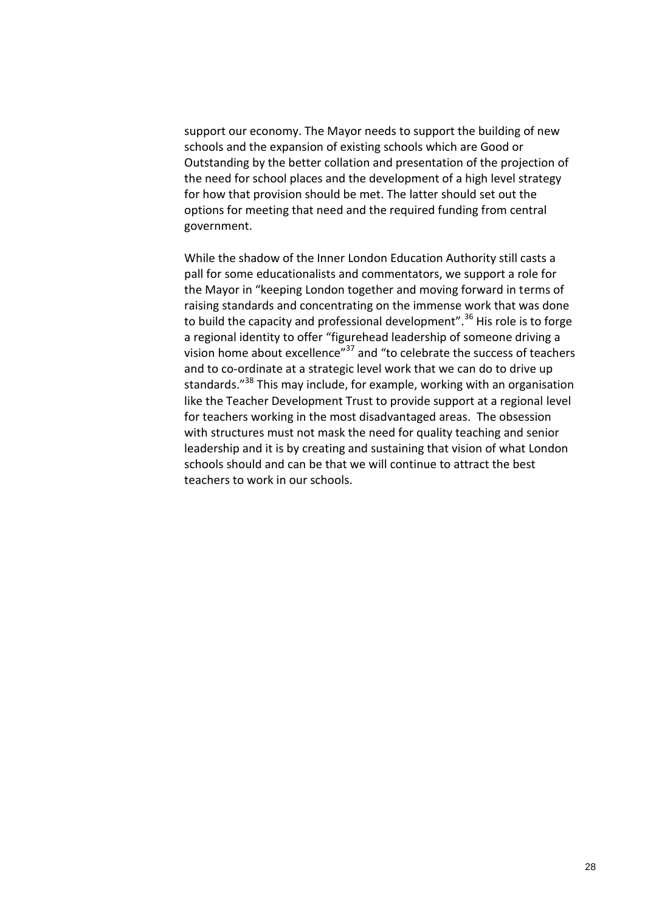support our economy. The Mayor needs to support the building of new schools and the expansion of existing schools which are Good or Outstanding by the better collation and presentation of the projection of the need for school places and the development of a high level strategy for how that provision should be met. The latter should set out the options for meeting that need and the required funding from central government.

While the shadow of the Inner London Education Authority still casts a pall for some educationalists and commentators, we support a role for the Mayor in "keeping London together and moving forward in terms of raising standards and concentrating on the immense work that was done to build the capacity and professional development".[36] His role is to forge a regional identity to offer "figurehead leadership of someone driving a vision home about excellence"[37] and "to celebrate the success of teachers and to co-ordinate at a strategic level work that we can do to drive up standards."[38] This may include, for example, working with an organisation like the Teacher Development Trust to provide support at a regional level for teachers working in the most disadvantaged areas. The obsession with structures must not mask the need for quality teaching and senior leadership and it is by creating and sustaining that vision of what London schools should and can be that we will continue to attract the best teachers to work in our schools.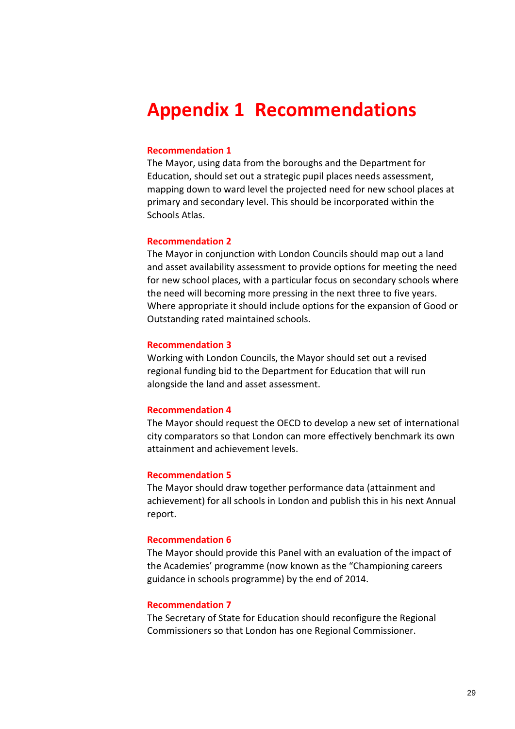# Appendix 1 Recommendations

### Recommendation 1

The Mayor, using data from the boroughs and the Department for Education, should set out a strategic pupil places needs assessment, mapping down to ward level the projected need for new school places at primary and secondary level. This should be incorporated within the Schools Atlas.

### Recommendation 2

The Mayor in conjunction with London Councils should map out a land and asset availability assessment to provide options for meeting the need for new school places, with a particular focus on secondary schools where the need will becoming more pressing in the next three to five years. Where appropriate it should include options for the expansion of Good or Outstanding rated maintained schools.

### Recommendation 3

Working with London Councils, the Mayor should set out a revised regional funding bid to the Department for Education that will run alongside the land and asset assessment.

### Recommendation 4

The Mayor should request the OECD to develop a new set of international city comparators so that London can more effectively benchmark its own attainment and achievement levels.

### Recommendation 5

The Mayor should draw together performance data (attainment and achievement) for all schools in London and publish this in his next Annual report.

### Recommendation 6

The Mayor should provide this Panel with an evaluation of the impact of the Academies' programme (now known as the "Championing careers guidance in schools programme) by the end of 2014.

### Recommendation 7

The Secretary of State for Education should reconfigure the Regional Commissioners so that London has one Regional Commissioner.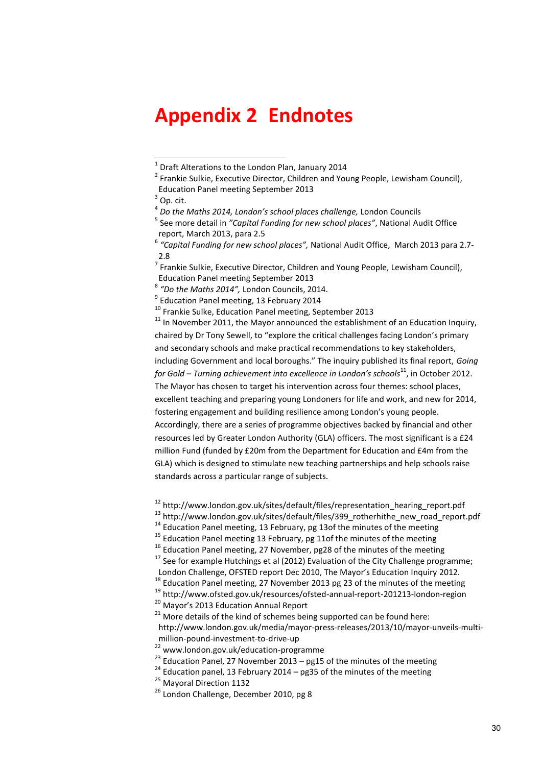# Appendix 2 Endnotes

[1] Draft Alterations to the London Plan, January 2014

[2] Frankie Sulkie, Executive Director, Children and Young People, Lewisham Council), Education Panel meeting September 2013

[3] Op. cit.

[4] *Do the Maths 2014, London's school places challenge,* London Councils

[5] See more detail in *"Capital Funding for new school places"*, National Audit Office report, March 2013, para 2.5

[6] *"Capital Funding for new school places",* National Audit Office, March 2013 para 2.7-2.8

[7] Frankie Sulkie, Executive Director, Children and Young People, Lewisham Council), Education Panel meeting September 2013

[8] *"Do the Maths 2014",* London Councils, 2014.

[9] Education Panel meeting, 13 February 2014

[10] Frankie Sulke, Education Panel meeting, September 2013

[11] In November 2011, the Mayor announced the establishment of an Education Inquiry, chaired by Dr Tony Sewell, to "explore the critical challenges facing London's primary and secondary schools and make practical recommendations to key stakeholders, including Government and local boroughs." The inquiry published its final report, *Going for Gold – Turning achievement into excellence in London's schools*[11], in October 2012. The Mayor has chosen to target his intervention across four themes: school places, excellent teaching and preparing young Londoners for life and work, and new for 2014, fostering engagement and building resilience among London's young people. Accordingly, there are a series of programme objectives backed by financial and other resources led by Greater London Authority (GLA) officers. The most significant is a £24 million Fund (funded by £20m from the Department for Education and £4m from the GLA) which is designed to stimulate new teaching partnerships and help schools raise standards across a particular range of subjects.

[12] http://www.london.gov.uk/sites/default/files/representation_hearing_report.pdf

[13] http://www.london.gov.uk/sites/default/files/399_rotherhithe_new_road_report.pdf

[14] Education Panel meeting, 13 February, pg 13of the minutes of the meeting

[15] Education Panel meeting 13 February, pg 11of the minutes of the meeting

[16] Education Panel meeting, 27 November, pg28 of the minutes of the meeting

[17] See for example Hutchings et al (2012) Evaluation of the City Challenge programme; London Challenge, OFSTED report Dec 2010, The Mayor's Education Inquiry 2012.

[18] Education Panel meeting, 27 November 2013 pg 23 of the minutes of the meeting

[19] http://www.ofsted.gov.uk/resources/ofsted-annual-report-201213-london-region

[20] Mayor's 2013 Education Annual Report

[21] More details of the kind of schemes being supported can be found here: http://www.london.gov.uk/media/mayor-press-releases/2013/10/mayor-unveils-multi-million-pound-investment-to-drive-up

[22] www.london.gov.uk/education-programme

[23] Education Panel, 27 November 2013 – pg15 of the minutes of the meeting

[24] Education panel, 13 February 2014 – pg35 of the minutes of the meeting

[25] Mayoral Direction 1132

[26] London Challenge, December 2010, pg 8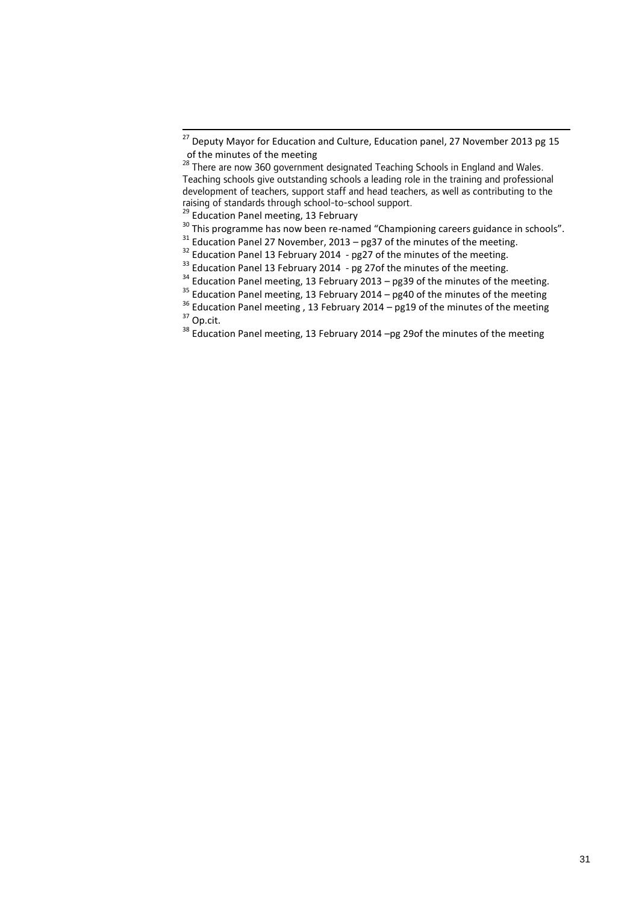[27] Deputy Mayor for Education and Culture, Education panel, 27 November 2013 pg 15 of the minutes of the meeting

[28] There are now 360 government designated Teaching Schools in England and Wales. Teaching schools give outstanding schools a leading role in the training and professional development of teachers, support staff and head teachers, as well as contributing to the raising of standards through school-to-school support.

[29] Education Panel meeting, 13 February

[30] This programme has now been re-named "Championing careers guidance in schools".

[31] Education Panel 27 November, 2013 – pg37 of the minutes of the meeting.

[32] Education Panel 13 February 2014 - pg27 of the minutes of the meeting.

[33] Education Panel 13 February 2014 - pg 27of the minutes of the meeting.

[34] Education Panel meeting, 13 February 2013 – pg39 of the minutes of the meeting.

[35] Education Panel meeting, 13 February 2014 – pg40 of the minutes of the meeting

[36] Education Panel meeting , 13 February 2014 – pg19 of the minutes of the meeting

[37] Op.cit.

[38] Education Panel meeting, 13 February 2014 –pg 29of the minutes of the meeting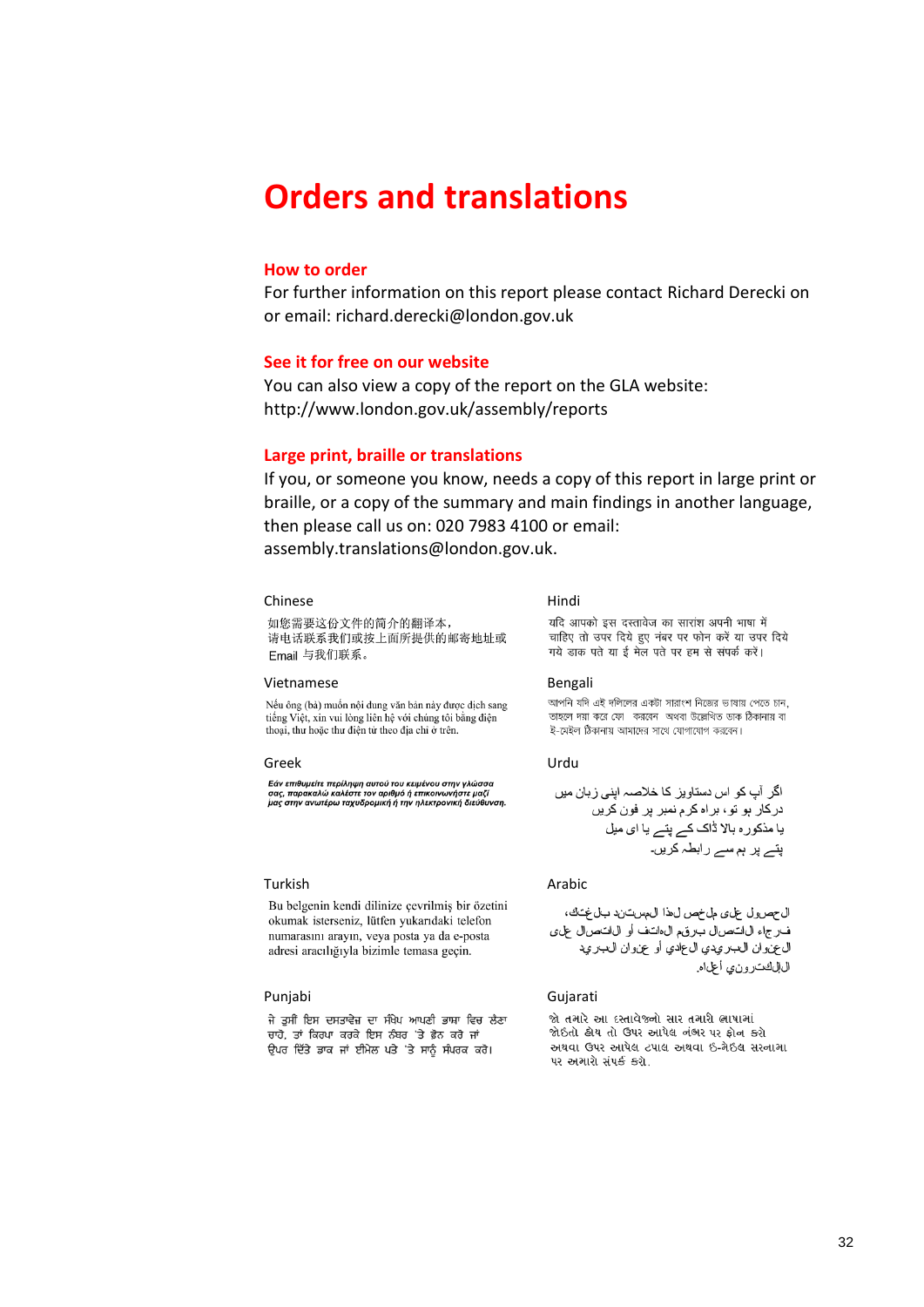# Orders and translations

## How to order

For further information on this report please contact Richard Derecki on or email: richard.derecki@london.gov.uk

## See it for free on our website

You can also view a copy of the report on the GLA website: http://www.london.gov.uk/assembly/reports

## Large print, braille or translations

If you, or someone you know, needs a copy of this report in large print or braille, or a copy of the summary and main findings in another language, then please call us on: 020 7983 4100 or email: assembly.translations@london.gov.uk.

Chinese

如您需要这份文件的简介的翻译本，
请电话联系我们或按上面所提供的邮寄地址或
Email 与我们联系。

Vietnamese

Nếu ông (bà) muốn nội dung văn bản này được dịch sang tiếng Việt, xin vui lòng liên hệ với chúng tôi bằng điện thoại, thư hoặc thư điện tử theo địa chỉ ở trên.

Greek

*Εάν επιθυμείτε περίληψη αυτού του κειμένου στην γλώσσα σας, παρακαλώ καλέστε τον αριθμό ή επικοινωνήστε μαζί μας στην ανωτέρω ταχυδρομική ή την ηλεκτρονική διεύθυνση.*

Turkish

Bu belgenin kendi dilinize çevrilmiş bir özetini okumak isterseniz, lütfen yukarıdaki telefon numarasını arayın, veya posta ya da e-posta adresi aracılığıyla bizimle temasa geçin.

Punjabi

ਜੇ ਤੁਸੀਂ ਇਸ ਦਸਤਾਵੇਜ਼ ਦਾ ਸੰਖੇਪ ਆਪਣੀ ਭਾਸ਼ਾ ਵਿਚ ਲੈਣਾ ਚਾਹੋ, ਤਾਂ ਕਿਰਪਾ ਕਰਕੇ ਇਸ ਨੰਬਰ 'ਤੇ ਫ਼ੋਨ ਕਰੋ ਜਾਂ ਉਪਰ ਦਿੱਤੇ ਡਾਕ ਜਾਂ ਈਮੇਲ ਪਤੇ 'ਤੇ ਸਾਨੂੰ ਸੰਪਰਕ ਕਰੋ।

Hindi

यदि आपको इस दस्तावेज का सारांश अपनी भाषा में चाहिए तो उपर दिये हुए नंबर पर फोन करें या उपर दिये गये डाक पते या ई मेल पते पर हम से संपर्क करें।

Bengali

আপনি যদি এই দলিলের একটা সারাংশ নিজের ভাষায় পেতে চান, তাহলে দয়া করে ফো করবেন অথবা উল্লেখিত ডাক ঠিকানায় বা ই-মেইল ঠিকানায় আমাদের সাথে যোগাযোগ করবেন।

Urdu

اگر آپ کو اس دستاویز کا خلاصہ اپنی زبان میں درکار ہو تو، براہ کرم نمبر پر فون کریں یا مذکورہ بالا ڈاک کے پتے یا ای میل پتے پر ہم سے رابطہ کریں۔

Arabic

الحصول على ملخص لهذا المستند بلغتك، فرجاء الاتصال برقم الهاتف أو الاتصال على العنوان البريدي العادي أو عنوان البريد الإلكتروني أعلاه.

Gujarati

જો તમારે આ દસ્તાવેજનો સાર તમારી ભાષામાં જોઈતો હોય તો ઉપર આપેલ નંબર પર ફોન કરો અથવા ઉપર આપેલ ટપાલ અથવા ઈ-મેઈલ સરનામા પર અમારો સંપર્ક કરો.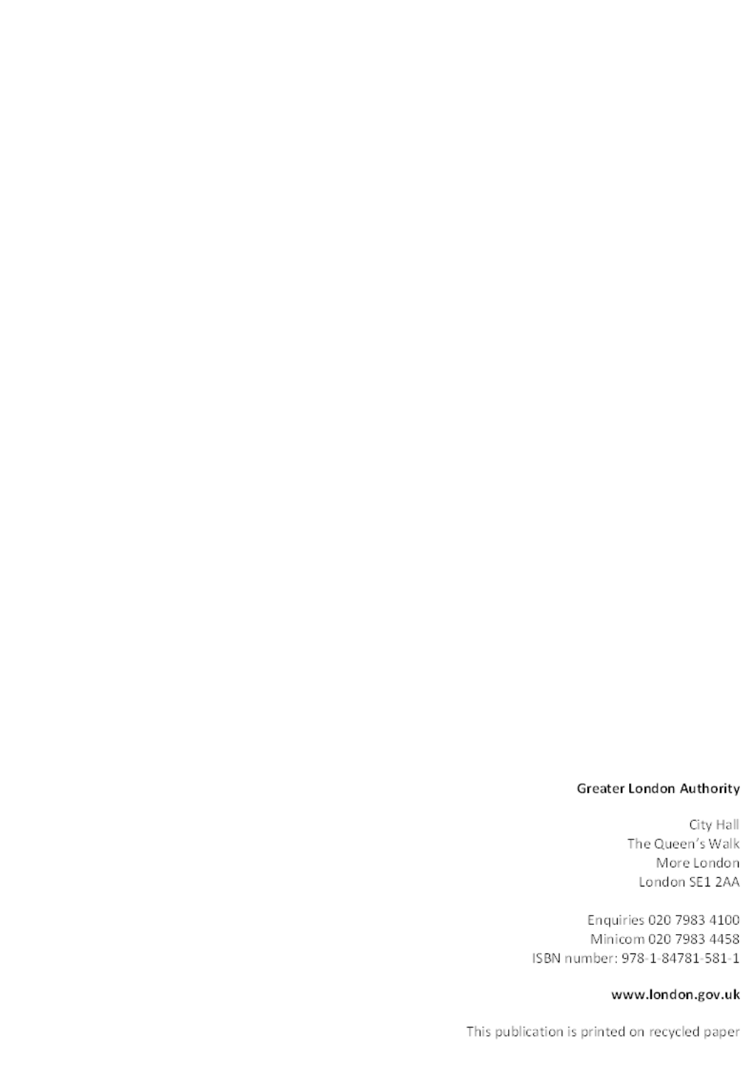**Greater London Authority**

City Hall
The Queen's Walk
More London
London SE1 2AA

Enquiries 020 7983 4100
Minicom 020 7983 4458
ISBN number: 978-1-84781-581-1

**www.london.gov.uk**

This publication is printed on recycled paper